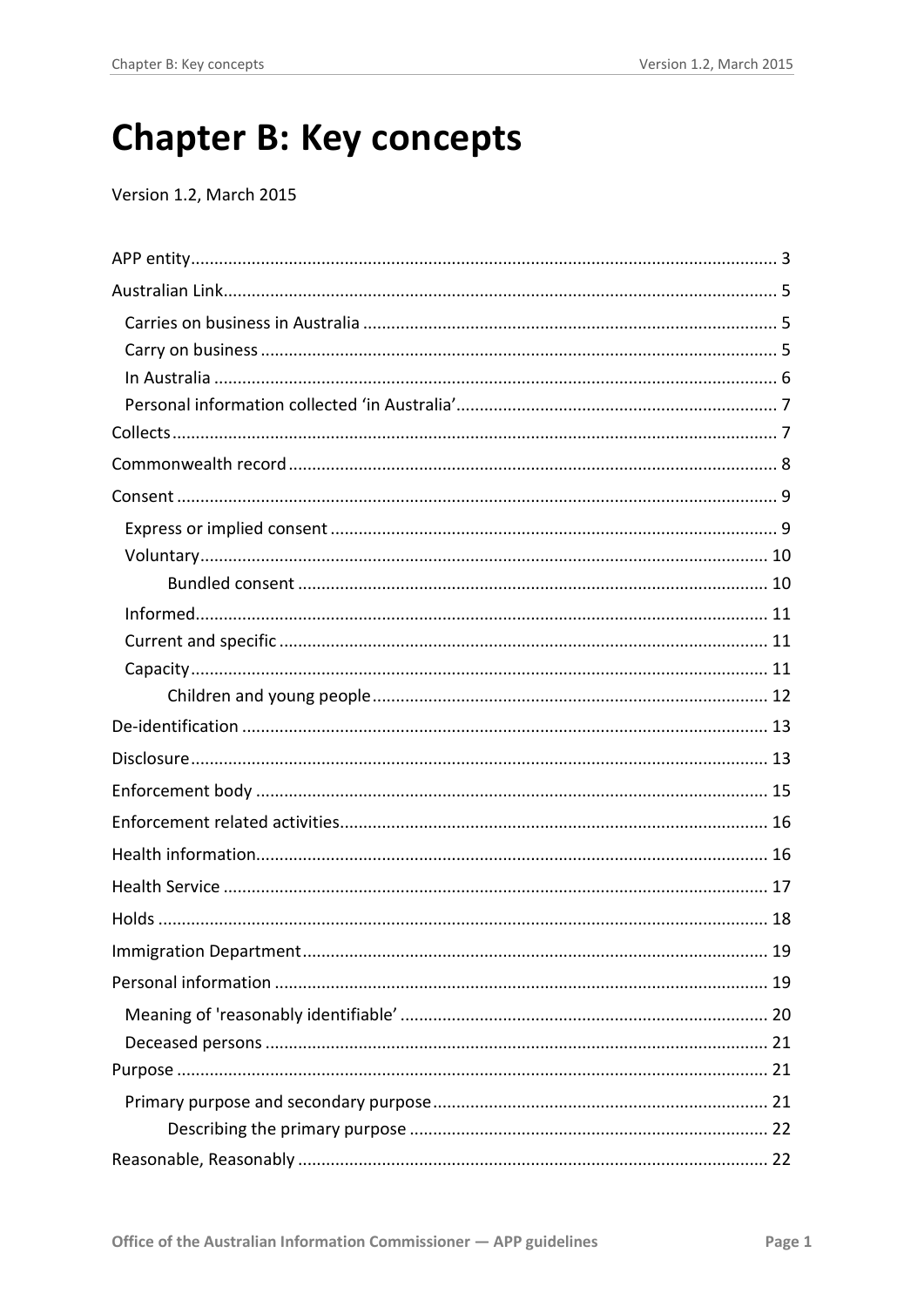# Chapter B: Key concepts

Version 1.2, March 2015

- APP entity ... 3
- Australian Link ... 5
  - Carries on business in Australia ... 5
  - Carry on business ... 5
  - In Australia ... 6
  - Personal information collected 'in Australia' ... 7
- Collects ... 7
- Commonwealth record ... 8
- Consent ... 9
  - Express or implied consent ... 9
  - Voluntary ... 10
    - Bundled consent ... 10
  - Informed ... 11
  - Current and specific ... 11
  - Capacity ... 11
    - Children and young people ... 12
- De-identification ... 13
- Disclosure ... 13
- Enforcement body ... 15
- Enforcement related activities ... 16
- Health information ... 16
- Health Service ... 17
- Holds ... 18
- Immigration Department ... 19
- Personal information ... 19
  - Meaning of 'reasonably identifiable' ... 20
  - Deceased persons ... 21
- Purpose ... 21
  - Primary purpose and secondary purpose ... 21
    - Describing the primary purpose ... 22
- Reasonable, Reasonably ... 22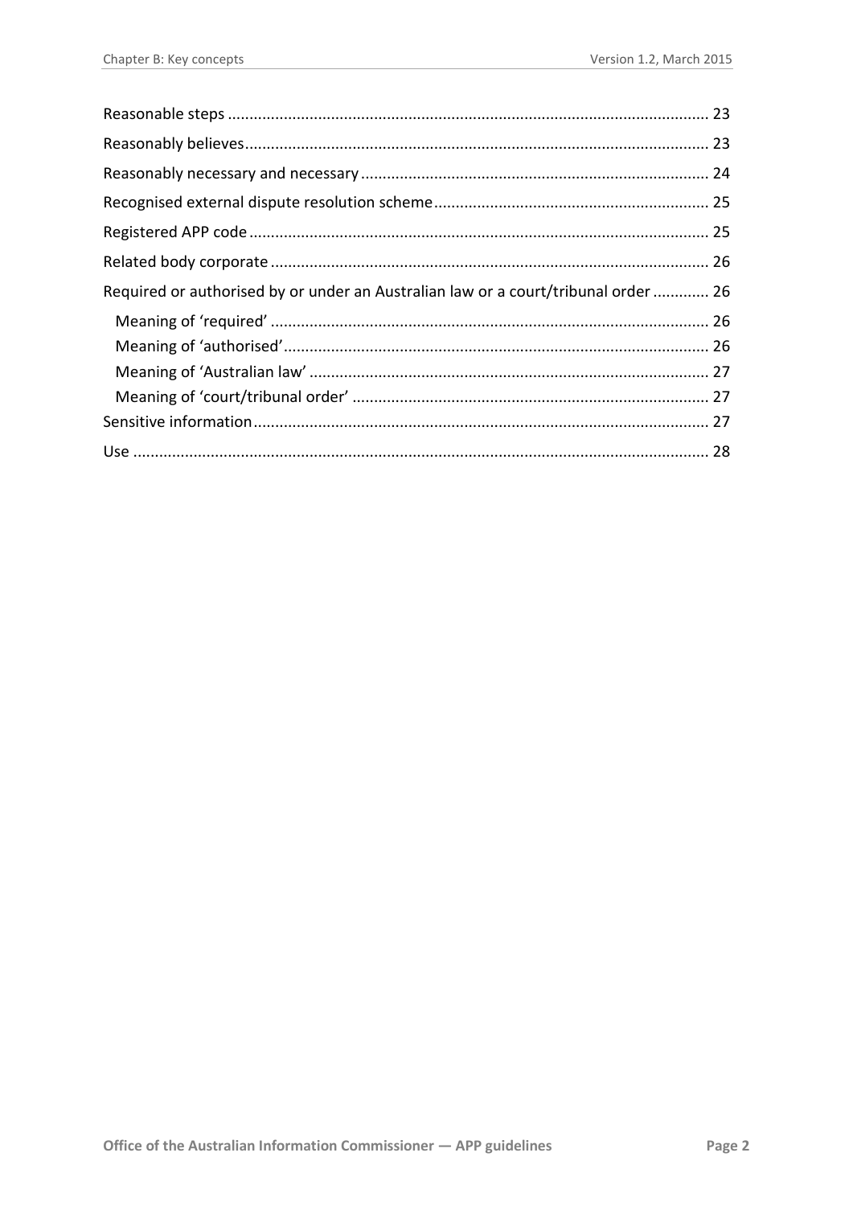Reasonable steps .......... 23

Reasonably believes .......... 23

Reasonably necessary and necessary .......... 24

Recognised external dispute resolution scheme .......... 25

Registered APP code .......... 25

Related body corporate .......... 26

Required or authorised by or under an Australian law or a court/tribunal order .......... 26

- Meaning of 'required' .......... 26
- Meaning of 'authorised' .......... 26
- Meaning of 'Australian law' .......... 27
- Meaning of 'court/tribunal order' .......... 27

Sensitive information .......... 27

Use .......... 28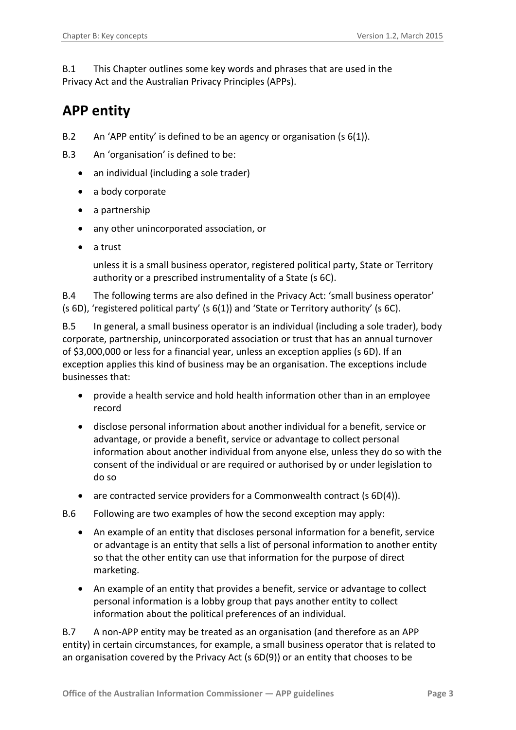B.1 This Chapter outlines some key words and phrases that are used in the Privacy Act and the Australian Privacy Principles (APPs).

## APP entity

B.2 An 'APP entity' is defined to be an agency or organisation (s 6(1)).

B.3 An 'organisation' is defined to be:

- an individual (including a sole trader)
- a body corporate
- a partnership
- any other unincorporated association, or
- a trust

unless it is a small business operator, registered political party, State or Territory authority or a prescribed instrumentality of a State (s 6C).

B.4 The following terms are also defined in the Privacy Act: 'small business operator' (s 6D), 'registered political party' (s 6(1)) and 'State or Territory authority' (s 6C).

B.5 In general, a small business operator is an individual (including a sole trader), body corporate, partnership, unincorporated association or trust that has an annual turnover of $3,000,000 or less for a financial year, unless an exception applies (s 6D). If an exception applies this kind of business may be an organisation. The exceptions include businesses that:

- provide a health service and hold health information other than in an employee record
- disclose personal information about another individual for a benefit, service or advantage, or provide a benefit, service or advantage to collect personal information about another individual from anyone else, unless they do so with the consent of the individual or are required or authorised by or under legislation to do so
- are contracted service providers for a Commonwealth contract (s 6D(4)).

B.6 Following are two examples of how the second exception may apply:

- An example of an entity that discloses personal information for a benefit, service or advantage is an entity that sells a list of personal information to another entity so that the other entity can use that information for the purpose of direct marketing.
- An example of an entity that provides a benefit, service or advantage to collect personal information is a lobby group that pays another entity to collect information about the political preferences of an individual.

B.7 A non-APP entity may be treated as an organisation (and therefore as an APP entity) in certain circumstances, for example, a small business operator that is related to an organisation covered by the Privacy Act (s 6D(9)) or an entity that chooses to be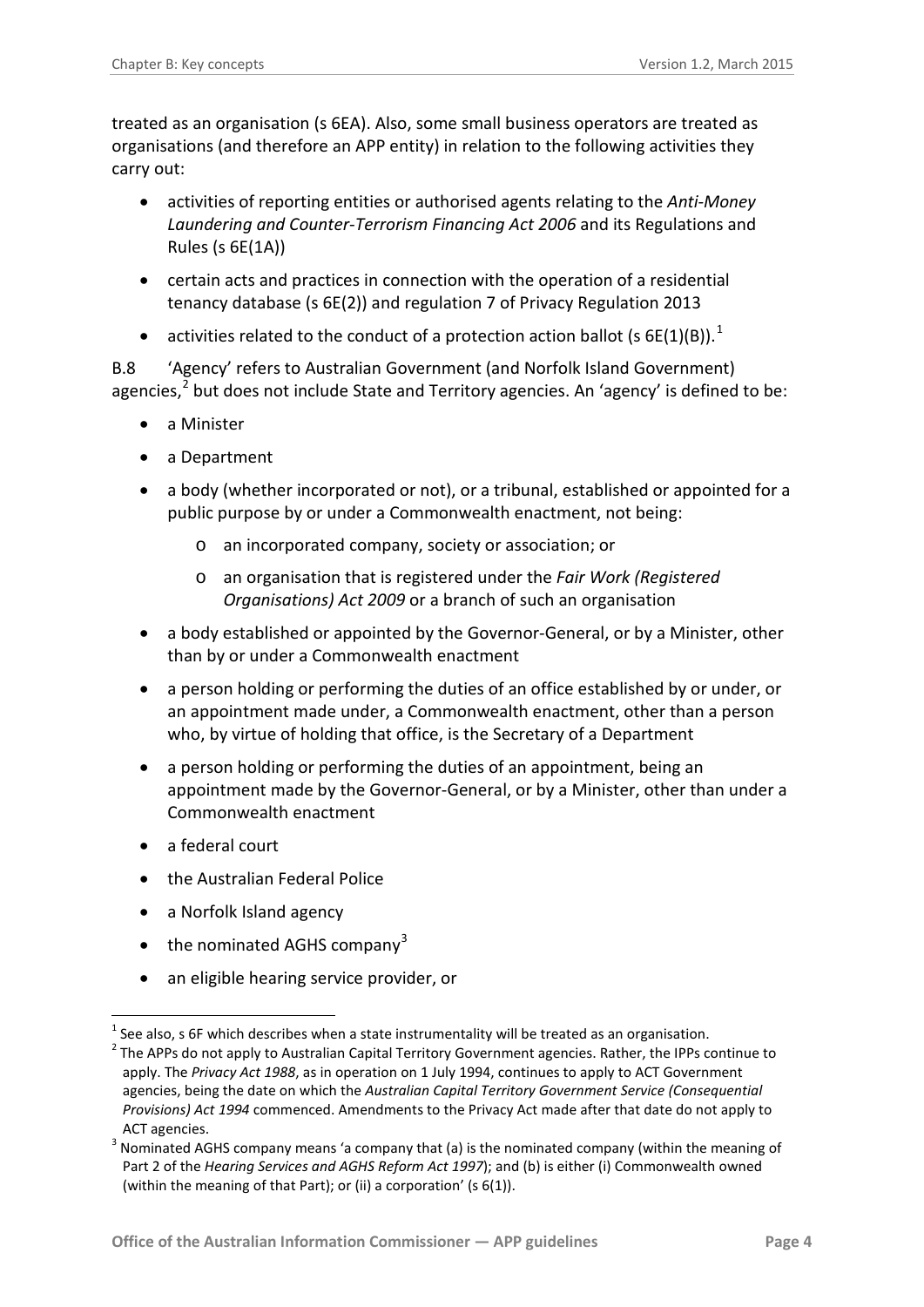treated as an organisation (s 6EA). Also, some small business operators are treated as organisations (and therefore an APP entity) in relation to the following activities they carry out:

- activities of reporting entities or authorised agents relating to the *Anti-Money Laundering and Counter-Terrorism Financing Act 2006* and its Regulations and Rules (s 6E(1A))
- certain acts and practices in connection with the operation of a residential tenancy database (s 6E(2)) and regulation 7 of Privacy Regulation 2013
- activities related to the conduct of a protection action ballot (s 6E(1)(B)).[1]

B.8 'Agency' refers to Australian Government (and Norfolk Island Government) agencies,[2] but does not include State and Territory agencies. An 'agency' is defined to be:

- a Minister
- a Department
- a body (whether incorporated or not), or a tribunal, established or appointed for a public purpose by or under a Commonwealth enactment, not being:
  - an incorporated company, society or association; or
  - an organisation that is registered under the *Fair Work (Registered Organisations) Act 2009* or a branch of such an organisation
- a body established or appointed by the Governor-General, or by a Minister, other than by or under a Commonwealth enactment
- a person holding or performing the duties of an office established by or under, or an appointment made under, a Commonwealth enactment, other than a person who, by virtue of holding that office, is the Secretary of a Department
- a person holding or performing the duties of an appointment, being an appointment made by the Governor-General, or by a Minister, other than under a Commonwealth enactment
- a federal court
- the Australian Federal Police
- a Norfolk Island agency
- the nominated AGHS company[3]
- an eligible hearing service provider, or

---

[1] See also, s 6F which describes when a state instrumentality will be treated as an organisation.

[2] The APPs do not apply to Australian Capital Territory Government agencies. Rather, the IPPs continue to apply. The *Privacy Act 1988*, as in operation on 1 July 1994, continues to apply to ACT Government agencies, being the date on which the *Australian Capital Territory Government Service (Consequential Provisions) Act 1994* commenced. Amendments to the Privacy Act made after that date do not apply to ACT agencies.

[3] Nominated AGHS company means 'a company that (a) is the nominated company (within the meaning of Part 2 of the *Hearing Services and AGHS Reform Act 1997*); and (b) is either (i) Commonwealth owned (within the meaning of that Part); or (ii) a corporation' (s 6(1)).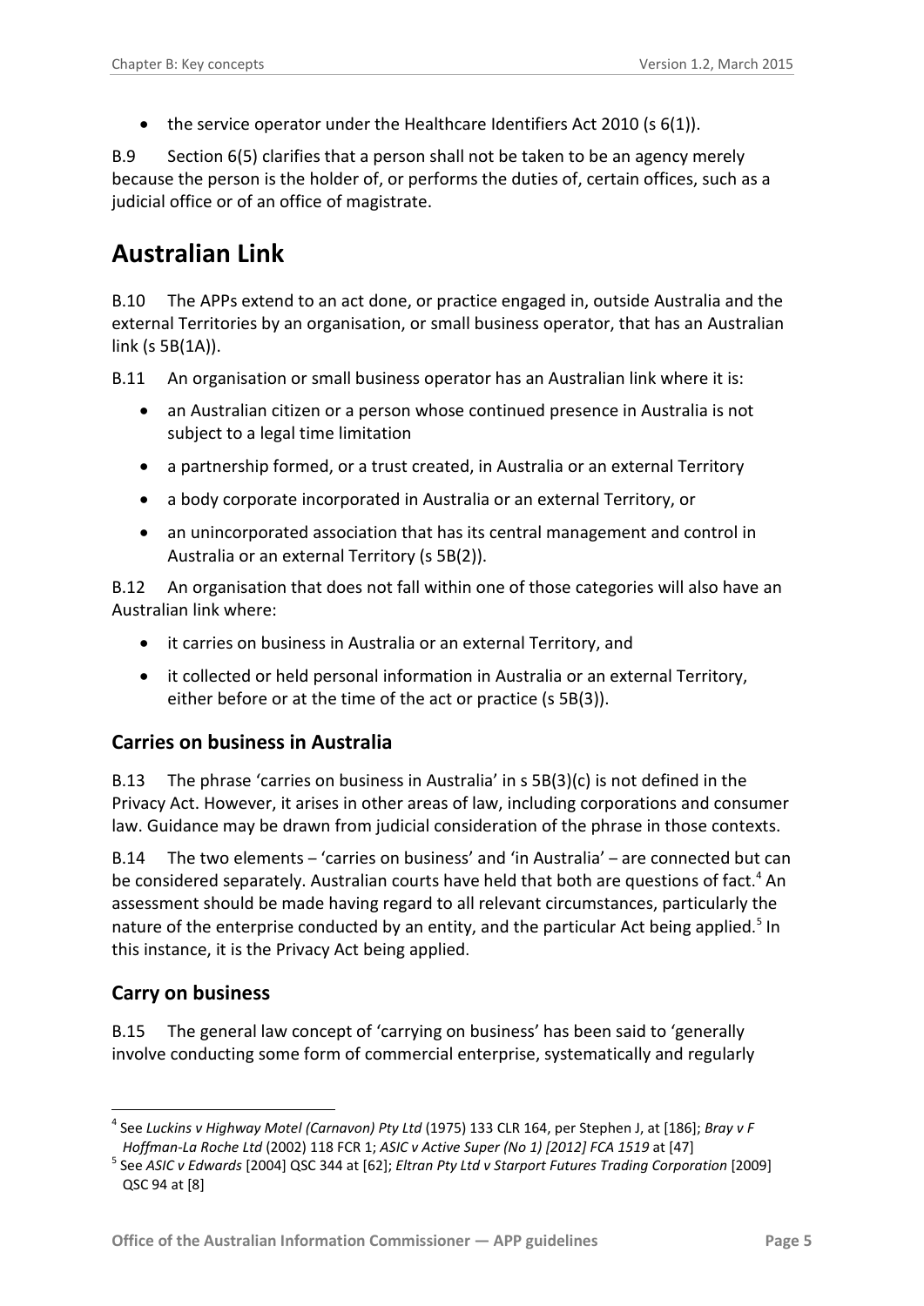- the service operator under the Healthcare Identifiers Act 2010 (s 6(1)).

B.9 Section 6(5) clarifies that a person shall not be taken to be an agency merely because the person is the holder of, or performs the duties of, certain offices, such as a judicial office or of an office of magistrate.

# Australian Link

B.10 The APPs extend to an act done, or practice engaged in, outside Australia and the external Territories by an organisation, or small business operator, that has an Australian link (s 5B(1A)).

B.11 An organisation or small business operator has an Australian link where it is:

- an Australian citizen or a person whose continued presence in Australia is not subject to a legal time limitation
- a partnership formed, or a trust created, in Australia or an external Territory
- a body corporate incorporated in Australia or an external Territory, or
- an unincorporated association that has its central management and control in Australia or an external Territory (s 5B(2)).

B.12 An organisation that does not fall within one of those categories will also have an Australian link where:

- it carries on business in Australia or an external Territory, and
- it collected or held personal information in Australia or an external Territory, either before or at the time of the act or practice (s 5B(3)).

## Carries on business in Australia

B.13 The phrase 'carries on business in Australia' in s 5B(3)(c) is not defined in the Privacy Act. However, it arises in other areas of law, including corporations and consumer law. Guidance may be drawn from judicial consideration of the phrase in those contexts.

B.14 The two elements – 'carries on business' and 'in Australia' – are connected but can be considered separately. Australian courts have held that both are questions of fact.[4] An assessment should be made having regard to all relevant circumstances, particularly the nature of the enterprise conducted by an entity, and the particular Act being applied.[5] In this instance, it is the Privacy Act being applied.

## Carry on business

B.15 The general law concept of 'carrying on business' has been said to 'generally involve conducting some form of commercial enterprise, systematically and regularly

---

[4] See *Luckins v Highway Motel (Carnavon) Pty Ltd* (1975) 133 CLR 164, per Stephen J, at [186]; *Bray v F Hoffman-La Roche Ltd* (2002) 118 FCR 1; *ASIC v Active Super (No 1) [2012] FCA 1519* at [47]

[5] See *ASIC v Edwards* [2004] QSC 344 at [62]; *Eltran Pty Ltd v Starport Futures Trading Corporation* [2009] QSC 94 at [8]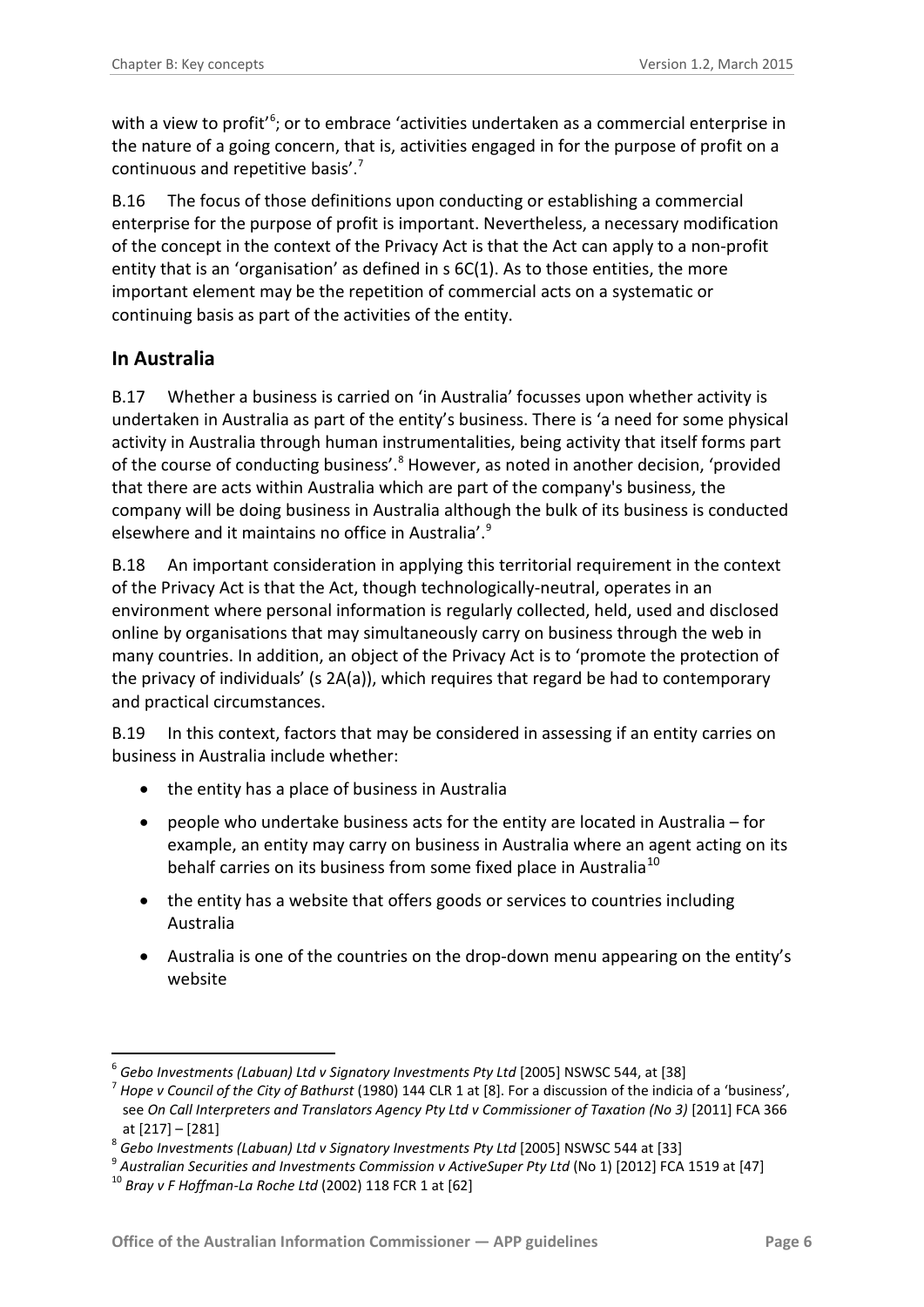with a view to profit'[6]; or to embrace 'activities undertaken as a commercial enterprise in the nature of a going concern, that is, activities engaged in for the purpose of profit on a continuous and repetitive basis'.[7]

B.16 The focus of those definitions upon conducting or establishing a commercial enterprise for the purpose of profit is important. Nevertheless, a necessary modification of the concept in the context of the Privacy Act is that the Act can apply to a non-profit entity that is an 'organisation' as defined in s 6C(1). As to those entities, the more important element may be the repetition of commercial acts on a systematic or continuing basis as part of the activities of the entity.

## In Australia

B.17 Whether a business is carried on 'in Australia' focusses upon whether activity is undertaken in Australia as part of the entity's business. There is 'a need for some physical activity in Australia through human instrumentalities, being activity that itself forms part of the course of conducting business'.[8] However, as noted in another decision, 'provided that there are acts within Australia which are part of the company's business, the company will be doing business in Australia although the bulk of its business is conducted elsewhere and it maintains no office in Australia'.[9]

B.18 An important consideration in applying this territorial requirement in the context of the Privacy Act is that the Act, though technologically-neutral, operates in an environment where personal information is regularly collected, held, used and disclosed online by organisations that may simultaneously carry on business through the web in many countries. In addition, an object of the Privacy Act is to 'promote the protection of the privacy of individuals' (s 2A(a)), which requires that regard be had to contemporary and practical circumstances.

B.19 In this context, factors that may be considered in assessing if an entity carries on business in Australia include whether:

- the entity has a place of business in Australia
- people who undertake business acts for the entity are located in Australia – for example, an entity may carry on business in Australia where an agent acting on its behalf carries on its business from some fixed place in Australia[10]
- the entity has a website that offers goods or services to countries including Australia
- Australia is one of the countries on the drop-down menu appearing on the entity's website

---

[6] *Gebo Investments (Labuan) Ltd v Signatory Investments Pty Ltd* [2005] NSWSC 544, at [38]

[7] *Hope v Council of the City of Bathurst* (1980) 144 CLR 1 at [8]. For a discussion of the indicia of a 'business', see *On Call Interpreters and Translators Agency Pty Ltd v Commissioner of Taxation (No 3)* [2011] FCA 366 at [217] – [281]

[8] *Gebo Investments (Labuan) Ltd v Signatory Investments Pty Ltd* [2005] NSWSC 544 at [33]

[9] *Australian Securities and Investments Commission v ActiveSuper Pty Ltd* (No 1) [2012] FCA 1519 at [47]

[10] *Bray v F Hoffman-La Roche Ltd* (2002) 118 FCR 1 at [62]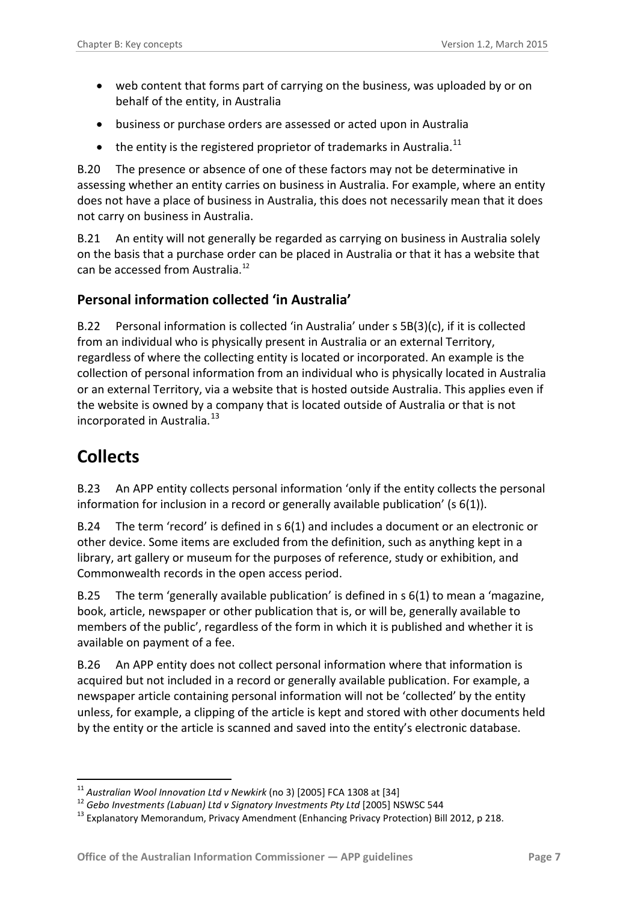- web content that forms part of carrying on the business, was uploaded by or on behalf of the entity, in Australia
- business or purchase orders are assessed or acted upon in Australia
- the entity is the registered proprietor of trademarks in Australia.[11]

B.20 The presence or absence of one of these factors may not be determinative in assessing whether an entity carries on business in Australia. For example, where an entity does not have a place of business in Australia, this does not necessarily mean that it does not carry on business in Australia.

B.21 An entity will not generally be regarded as carrying on business in Australia solely on the basis that a purchase order can be placed in Australia or that it has a website that can be accessed from Australia.[12]

### Personal information collected 'in Australia'

B.22 Personal information is collected 'in Australia' under s 5B(3)(c), if it is collected from an individual who is physically present in Australia or an external Territory, regardless of where the collecting entity is located or incorporated. An example is the collection of personal information from an individual who is physically located in Australia or an external Territory, via a website that is hosted outside Australia. This applies even if the website is owned by a company that is located outside of Australia or that is not incorporated in Australia.[13]

## Collects

B.23 An APP entity collects personal information 'only if the entity collects the personal information for inclusion in a record or generally available publication' (s 6(1)).

B.24 The term 'record' is defined in s 6(1) and includes a document or an electronic or other device. Some items are excluded from the definition, such as anything kept in a library, art gallery or museum for the purposes of reference, study or exhibition, and Commonwealth records in the open access period.

B.25 The term 'generally available publication' is defined in s 6(1) to mean a 'magazine, book, article, newspaper or other publication that is, or will be, generally available to members of the public', regardless of the form in which it is published and whether it is available on payment of a fee.

B.26 An APP entity does not collect personal information where that information is acquired but not included in a record or generally available publication. For example, a newspaper article containing personal information will not be 'collected' by the entity unless, for example, a clipping of the article is kept and stored with other documents held by the entity or the article is scanned and saved into the entity's electronic database.

---

[11] *Australian Wool Innovation Ltd v Newkirk* (no 3) [2005] FCA 1308 at [34]

[12] *Gebo Investments (Labuan) Ltd v Signatory Investments Pty Ltd* [2005] NSWSC 544

[13] Explanatory Memorandum, Privacy Amendment (Enhancing Privacy Protection) Bill 2012, p 218.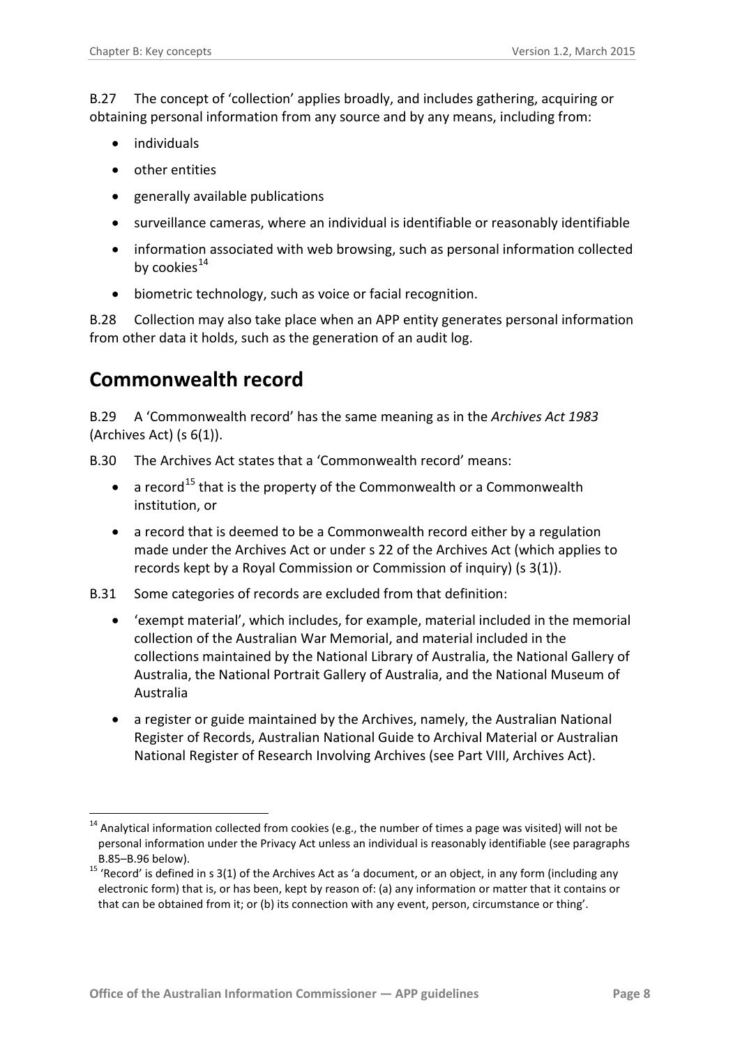B.27 The concept of 'collection' applies broadly, and includes gathering, acquiring or obtaining personal information from any source and by any means, including from:

- individuals
- other entities
- generally available publications
- surveillance cameras, where an individual is identifiable or reasonably identifiable
- information associated with web browsing, such as personal information collected by cookies[14]
- biometric technology, such as voice or facial recognition.

B.28 Collection may also take place when an APP entity generates personal information from other data it holds, such as the generation of an audit log.

## Commonwealth record

B.29 A 'Commonwealth record' has the same meaning as in the *Archives Act 1983* (Archives Act) (s 6(1)).

B.30 The Archives Act states that a 'Commonwealth record' means:

- a record[15] that is the property of the Commonwealth or a Commonwealth institution, or
- a record that is deemed to be a Commonwealth record either by a regulation made under the Archives Act or under s 22 of the Archives Act (which applies to records kept by a Royal Commission or Commission of inquiry) (s 3(1)).

B.31 Some categories of records are excluded from that definition:

- 'exempt material', which includes, for example, material included in the memorial collection of the Australian War Memorial, and material included in the collections maintained by the National Library of Australia, the National Gallery of Australia, the National Portrait Gallery of Australia, and the National Museum of Australia
- a register or guide maintained by the Archives, namely, the Australian National Register of Records, Australian National Guide to Archival Material or Australian National Register of Research Involving Archives (see Part VIII, Archives Act).

---

[14] Analytical information collected from cookies (e.g., the number of times a page was visited) will not be personal information under the Privacy Act unless an individual is reasonably identifiable (see paragraphs B.85–B.96 below).

[15] 'Record' is defined in s 3(1) of the Archives Act as 'a document, or an object, in any form (including any electronic form) that is, or has been, kept by reason of: (a) any information or matter that it contains or that can be obtained from it; or (b) its connection with any event, person, circumstance or thing'.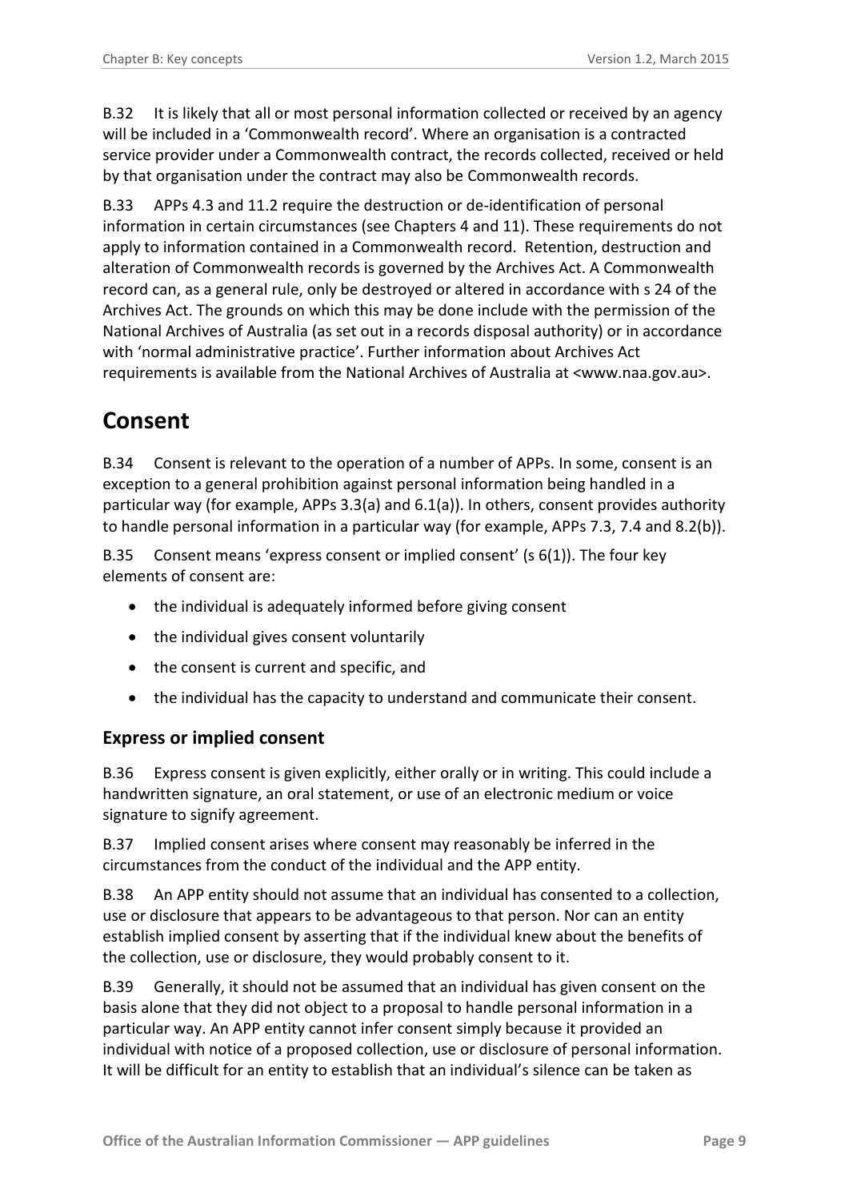B.32 It is likely that all or most personal information collected or received by an agency will be included in a 'Commonwealth record'. Where an organisation is a contracted service provider under a Commonwealth contract, the records collected, received or held by that organisation under the contract may also be Commonwealth records.

B.33 APPs 4.3 and 11.2 require the destruction or de-identification of personal information in certain circumstances (see Chapters 4 and 11). These requirements do not apply to information contained in a Commonwealth record. Retention, destruction and alteration of Commonwealth records is governed by the Archives Act. A Commonwealth record can, as a general rule, only be destroyed or altered in accordance with s 24 of the Archives Act. The grounds on which this may be done include with the permission of the National Archives of Australia (as set out in a records disposal authority) or in accordance with 'normal administrative practice'. Further information about Archives Act requirements is available from the National Archives of Australia at <www.naa.gov.au>.

# Consent

B.34 Consent is relevant to the operation of a number of APPs. In some, consent is an exception to a general prohibition against personal information being handled in a particular way (for example, APPs 3.3(a) and 6.1(a)). In others, consent provides authority to handle personal information in a particular way (for example, APPs 7.3, 7.4 and 8.2(b)).

B.35 Consent means 'express consent or implied consent' (s 6(1)). The four key elements of consent are:

- the individual is adequately informed before giving consent
- the individual gives consent voluntarily
- the consent is current and specific, and
- the individual has the capacity to understand and communicate their consent.

## Express or implied consent

B.36 Express consent is given explicitly, either orally or in writing. This could include a handwritten signature, an oral statement, or use of an electronic medium or voice signature to signify agreement.

B.37 Implied consent arises where consent may reasonably be inferred in the circumstances from the conduct of the individual and the APP entity.

B.38 An APP entity should not assume that an individual has consented to a collection, use or disclosure that appears to be advantageous to that person. Nor can an entity establish implied consent by asserting that if the individual knew about the benefits of the collection, use or disclosure, they would probably consent to it.

B.39 Generally, it should not be assumed that an individual has given consent on the basis alone that they did not object to a proposal to handle personal information in a particular way. An APP entity cannot infer consent simply because it provided an individual with notice of a proposed collection, use or disclosure of personal information. It will be difficult for an entity to establish that an individual's silence can be taken as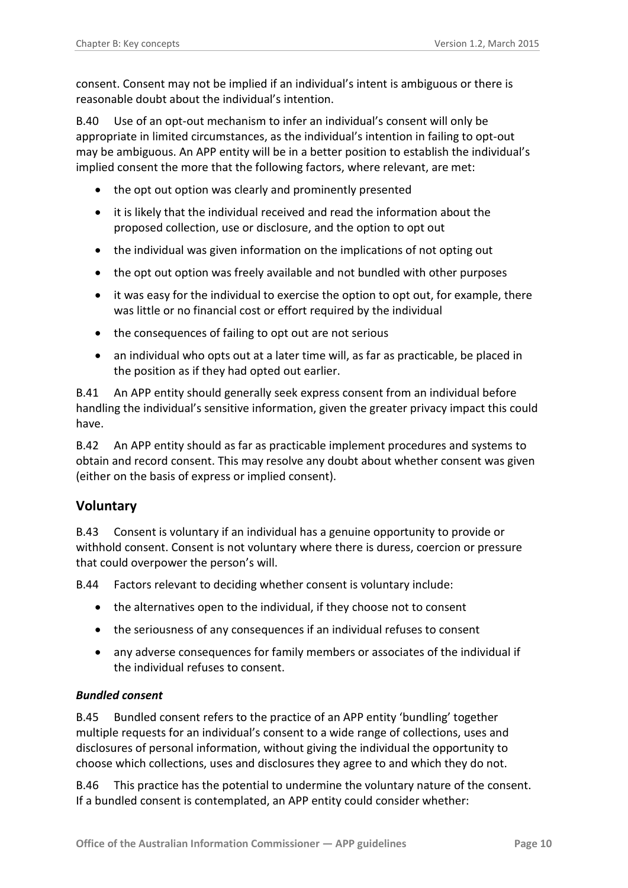consent. Consent may not be implied if an individual's intent is ambiguous or there is reasonable doubt about the individual's intention.

B.40 Use of an opt-out mechanism to infer an individual's consent will only be appropriate in limited circumstances, as the individual's intention in failing to opt-out may be ambiguous. An APP entity will be in a better position to establish the individual's implied consent the more that the following factors, where relevant, are met:

- the opt out option was clearly and prominently presented
- it is likely that the individual received and read the information about the proposed collection, use or disclosure, and the option to opt out
- the individual was given information on the implications of not opting out
- the opt out option was freely available and not bundled with other purposes
- it was easy for the individual to exercise the option to opt out, for example, there was little or no financial cost or effort required by the individual
- the consequences of failing to opt out are not serious
- an individual who opts out at a later time will, as far as practicable, be placed in the position as if they had opted out earlier.

B.41 An APP entity should generally seek express consent from an individual before handling the individual's sensitive information, given the greater privacy impact this could have.

B.42 An APP entity should as far as practicable implement procedures and systems to obtain and record consent. This may resolve any doubt about whether consent was given (either on the basis of express or implied consent).

## Voluntary

B.43 Consent is voluntary if an individual has a genuine opportunity to provide or withhold consent. Consent is not voluntary where there is duress, coercion or pressure that could overpower the person's will.

B.44 Factors relevant to deciding whether consent is voluntary include:

- the alternatives open to the individual, if they choose not to consent
- the seriousness of any consequences if an individual refuses to consent
- any adverse consequences for family members or associates of the individual if the individual refuses to consent.

### *Bundled consent*

B.45 Bundled consent refers to the practice of an APP entity 'bundling' together multiple requests for an individual's consent to a wide range of collections, uses and disclosures of personal information, without giving the individual the opportunity to choose which collections, uses and disclosures they agree to and which they do not.

B.46 This practice has the potential to undermine the voluntary nature of the consent. If a bundled consent is contemplated, an APP entity could consider whether: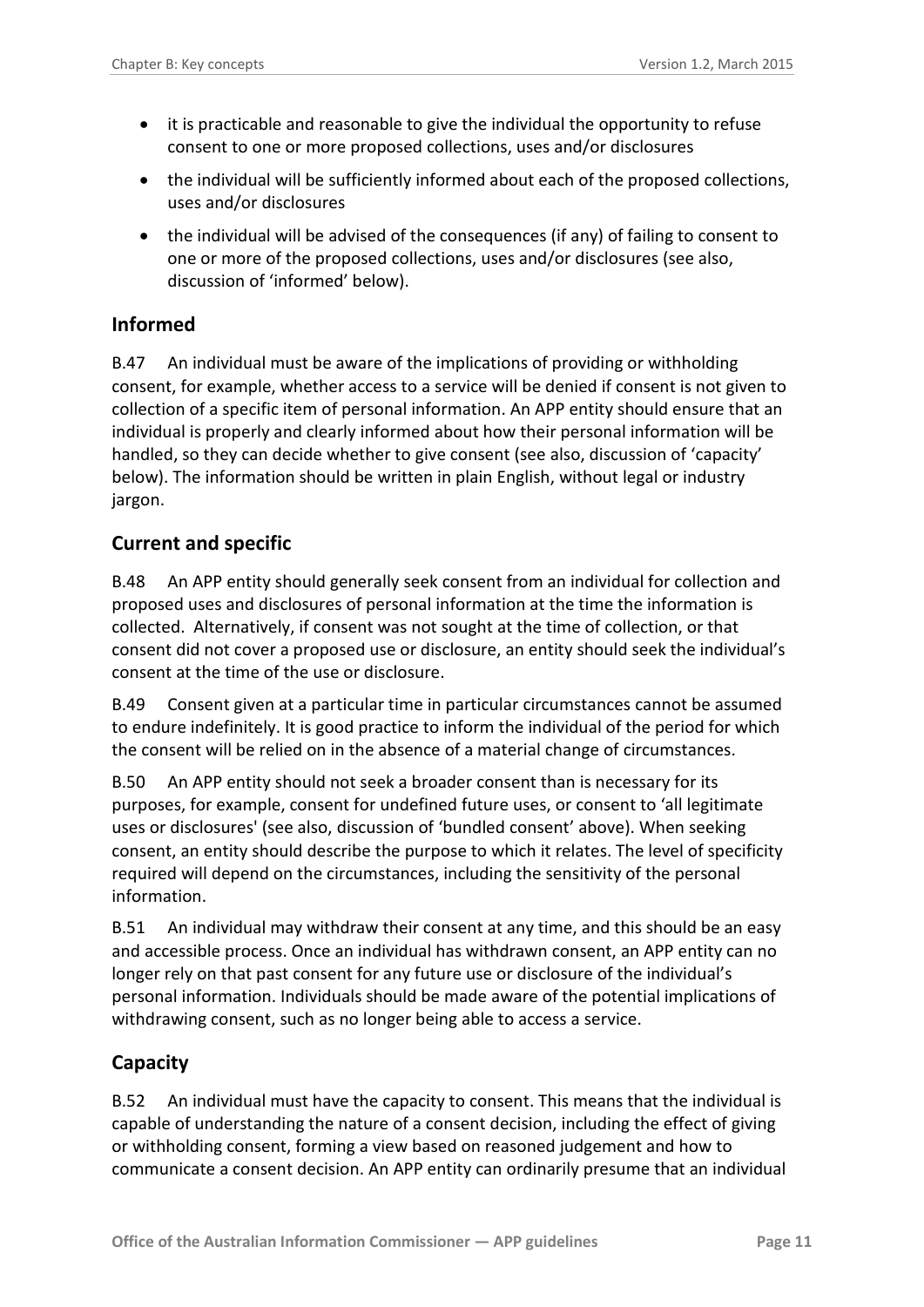- it is practicable and reasonable to give the individual the opportunity to refuse consent to one or more proposed collections, uses and/or disclosures
- the individual will be sufficiently informed about each of the proposed collections, uses and/or disclosures
- the individual will be advised of the consequences (if any) of failing to consent to one or more of the proposed collections, uses and/or disclosures (see also, discussion of 'informed' below).

## Informed

B.47 An individual must be aware of the implications of providing or withholding consent, for example, whether access to a service will be denied if consent is not given to collection of a specific item of personal information. An APP entity should ensure that an individual is properly and clearly informed about how their personal information will be handled, so they can decide whether to give consent (see also, discussion of 'capacity' below). The information should be written in plain English, without legal or industry jargon.

## Current and specific

B.48 An APP entity should generally seek consent from an individual for collection and proposed uses and disclosures of personal information at the time the information is collected. Alternatively, if consent was not sought at the time of collection, or that consent did not cover a proposed use or disclosure, an entity should seek the individual's consent at the time of the use or disclosure.

B.49 Consent given at a particular time in particular circumstances cannot be assumed to endure indefinitely. It is good practice to inform the individual of the period for which the consent will be relied on in the absence of a material change of circumstances.

B.50 An APP entity should not seek a broader consent than is necessary for its purposes, for example, consent for undefined future uses, or consent to 'all legitimate uses or disclosures' (see also, discussion of 'bundled consent' above). When seeking consent, an entity should describe the purpose to which it relates. The level of specificity required will depend on the circumstances, including the sensitivity of the personal information.

B.51 An individual may withdraw their consent at any time, and this should be an easy and accessible process. Once an individual has withdrawn consent, an APP entity can no longer rely on that past consent for any future use or disclosure of the individual's personal information. Individuals should be made aware of the potential implications of withdrawing consent, such as no longer being able to access a service.

## Capacity

B.52 An individual must have the capacity to consent. This means that the individual is capable of understanding the nature of a consent decision, including the effect of giving or withholding consent, forming a view based on reasoned judgement and how to communicate a consent decision. An APP entity can ordinarily presume that an individual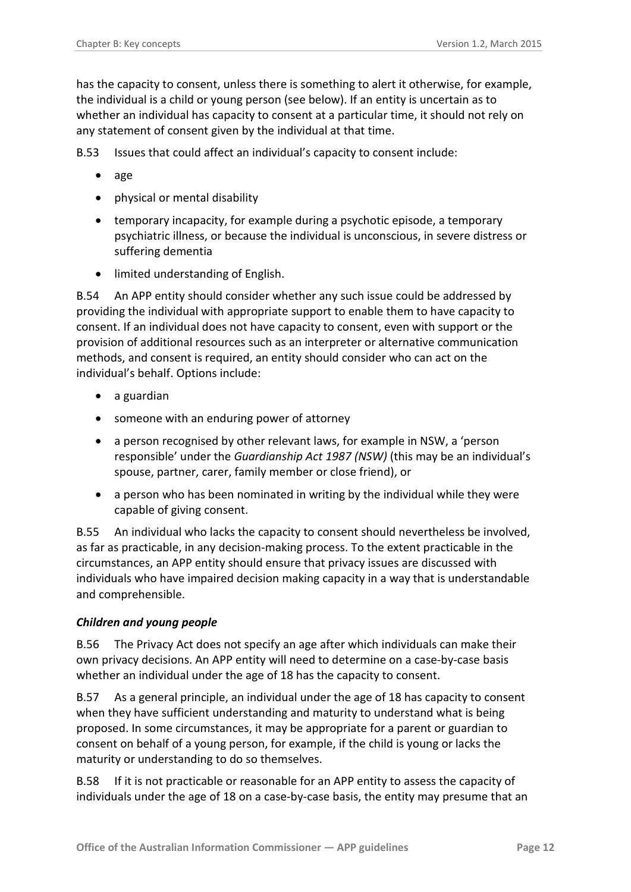has the capacity to consent, unless there is something to alert it otherwise, for example, the individual is a child or young person (see below). If an entity is uncertain as to whether an individual has capacity to consent at a particular time, it should not rely on any statement of consent given by the individual at that time.

B.53 Issues that could affect an individual's capacity to consent include:

- age
- physical or mental disability
- temporary incapacity, for example during a psychotic episode, a temporary psychiatric illness, or because the individual is unconscious, in severe distress or suffering dementia
- limited understanding of English.

B.54 An APP entity should consider whether any such issue could be addressed by providing the individual with appropriate support to enable them to have capacity to consent. If an individual does not have capacity to consent, even with support or the provision of additional resources such as an interpreter or alternative communication methods, and consent is required, an entity should consider who can act on the individual's behalf. Options include:

- a guardian
- someone with an enduring power of attorney
- a person recognised by other relevant laws, for example in NSW, a 'person responsible' under the *Guardianship Act 1987 (NSW)* (this may be an individual's spouse, partner, carer, family member or close friend), or
- a person who has been nominated in writing by the individual while they were capable of giving consent.

B.55 An individual who lacks the capacity to consent should nevertheless be involved, as far as practicable, in any decision-making process. To the extent practicable in the circumstances, an APP entity should ensure that privacy issues are discussed with individuals who have impaired decision making capacity in a way that is understandable and comprehensible.

### *Children and young people*

B.56 The Privacy Act does not specify an age after which individuals can make their own privacy decisions. An APP entity will need to determine on a case-by-case basis whether an individual under the age of 18 has the capacity to consent.

B.57 As a general principle, an individual under the age of 18 has capacity to consent when they have sufficient understanding and maturity to understand what is being proposed. In some circumstances, it may be appropriate for a parent or guardian to consent on behalf of a young person, for example, if the child is young or lacks the maturity or understanding to do so themselves.

B.58 If it is not practicable or reasonable for an APP entity to assess the capacity of individuals under the age of 18 on a case-by-case basis, the entity may presume that an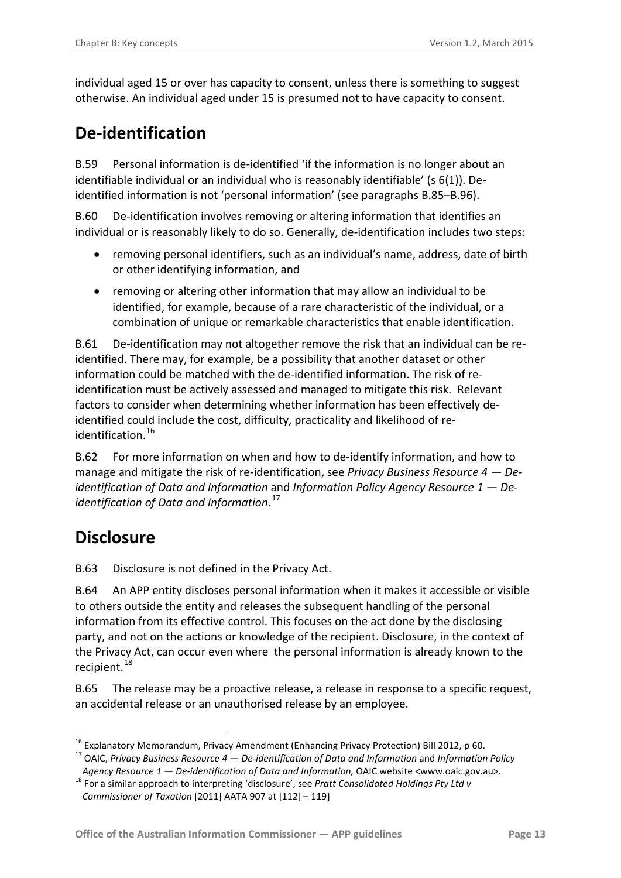individual aged 15 or over has capacity to consent, unless there is something to suggest otherwise. An individual aged under 15 is presumed not to have capacity to consent.

## De-identification

B.59 Personal information is de-identified 'if the information is no longer about an identifiable individual or an individual who is reasonably identifiable' (s 6(1)). De-identified information is not 'personal information' (see paragraphs B.85–B.96).

B.60 De-identification involves removing or altering information that identifies an individual or is reasonably likely to do so. Generally, de-identification includes two steps:

- removing personal identifiers, such as an individual's name, address, date of birth or other identifying information, and
- removing or altering other information that may allow an individual to be identified, for example, because of a rare characteristic of the individual, or a combination of unique or remarkable characteristics that enable identification.

B.61 De-identification may not altogether remove the risk that an individual can be re-identified. There may, for example, be a possibility that another dataset or other information could be matched with the de-identified information. The risk of re-identification must be actively assessed and managed to mitigate this risk. Relevant factors to consider when determining whether information has been effectively de-identified could include the cost, difficulty, practicality and likelihood of re-identification.[16]

B.62 For more information on when and how to de-identify information, and how to manage and mitigate the risk of re-identification, see *Privacy Business Resource 4 — De-identification of Data and Information* and *Information Policy Agency Resource 1 — De-identification of Data and Information*.[17]

## Disclosure

B.63 Disclosure is not defined in the Privacy Act.

B.64 An APP entity discloses personal information when it makes it accessible or visible to others outside the entity and releases the subsequent handling of the personal information from its effective control. This focuses on the act done by the disclosing party, and not on the actions or knowledge of the recipient. Disclosure, in the context of the Privacy Act, can occur even where the personal information is already known to the recipient.[18]

B.65 The release may be a proactive release, a release in response to a specific request, an accidental release or an unauthorised release by an employee.

---

[16] Explanatory Memorandum, Privacy Amendment (Enhancing Privacy Protection) Bill 2012, p 60.

[17] OAIC, *Privacy Business Resource 4 — De-identification of Data and Information* and *Information Policy Agency Resource 1 — De-identification of Data and Information,* OAIC website <www.oaic.gov.au>.

[18] For a similar approach to interpreting 'disclosure', see *Pratt Consolidated Holdings Pty Ltd v Commissioner of Taxation* [2011] AATA 907 at [112] – 119]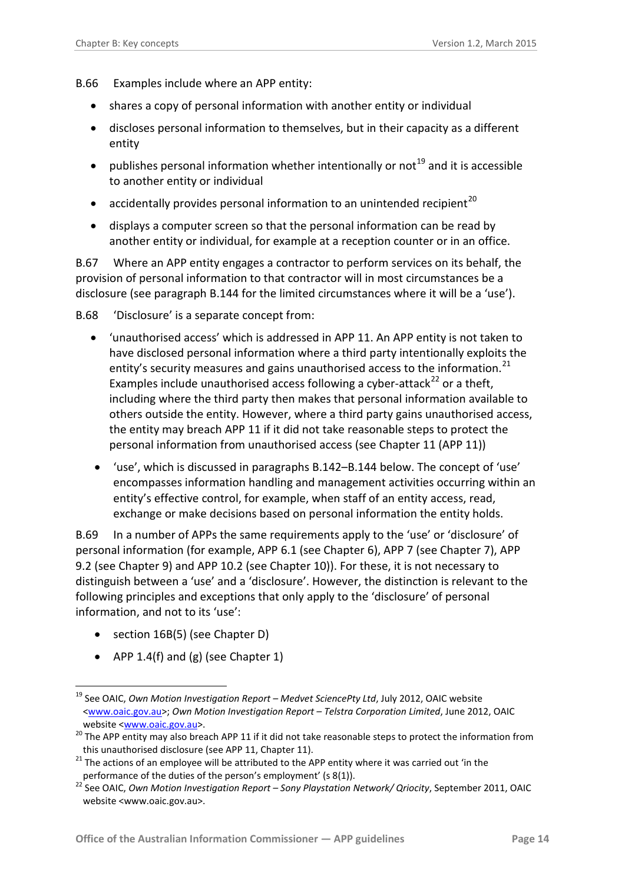B.66 Examples include where an APP entity:

- shares a copy of personal information with another entity or individual
- discloses personal information to themselves, but in their capacity as a different entity
- publishes personal information whether intentionally or not[19] and it is accessible to another entity or individual
- accidentally provides personal information to an unintended recipient[20]
- displays a computer screen so that the personal information can be read by another entity or individual, for example at a reception counter or in an office.

B.67 Where an APP entity engages a contractor to perform services on its behalf, the provision of personal information to that contractor will in most circumstances be a disclosure (see paragraph B.144 for the limited circumstances where it will be a 'use').

B.68 'Disclosure' is a separate concept from:

- 'unauthorised access' which is addressed in APP 11. An APP entity is not taken to have disclosed personal information where a third party intentionally exploits the entity's security measures and gains unauthorised access to the information.[21] Examples include unauthorised access following a cyber-attack[22] or a theft, including where the third party then makes that personal information available to others outside the entity. However, where a third party gains unauthorised access, the entity may breach APP 11 if it did not take reasonable steps to protect the personal information from unauthorised access (see Chapter 11 (APP 11))
- 'use', which is discussed in paragraphs B.142–B.144 below. The concept of 'use' encompasses information handling and management activities occurring within an entity's effective control, for example, when staff of an entity access, read, exchange or make decisions based on personal information the entity holds.

B.69 In a number of APPs the same requirements apply to the 'use' or 'disclosure' of personal information (for example, APP 6.1 (see Chapter 6), APP 7 (see Chapter 7), APP 9.2 (see Chapter 9) and APP 10.2 (see Chapter 10)). For these, it is not necessary to distinguish between a 'use' and a 'disclosure'. However, the distinction is relevant to the following principles and exceptions that only apply to the 'disclosure' of personal information, and not to its 'use':

- section 16B(5) (see Chapter D)
- APP 1.4(f) and (g) (see Chapter 1)

---

[19] See OAIC, *Own Motion Investigation Report – Medvet SciencePty Ltd*, July 2012, OAIC website <www.oaic.gov.au>; *Own Motion Investigation Report – Telstra Corporation Limited*, June 2012, OAIC website <www.oaic.gov.au>.

[20] The APP entity may also breach APP 11 if it did not take reasonable steps to protect the information from this unauthorised disclosure (see APP 11, Chapter 11).

[21] The actions of an employee will be attributed to the APP entity where it was carried out 'in the performance of the duties of the person's employment' (s 8(1)).

[22] See OAIC, *Own Motion Investigation Report – Sony Playstation Network/ Qriocity*, September 2011, OAIC website <www.oaic.gov.au>.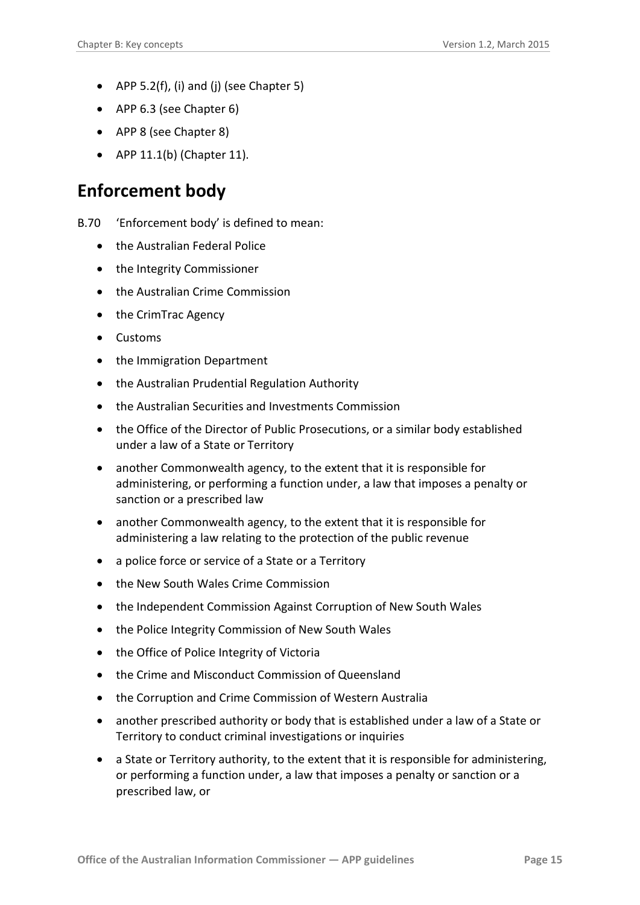- APP 5.2(f), (i) and (j) (see Chapter 5)
- APP 6.3 (see Chapter 6)
- APP 8 (see Chapter 8)
- APP 11.1(b) (Chapter 11).

## Enforcement body

B.70 'Enforcement body' is defined to mean:

- the Australian Federal Police
- the Integrity Commissioner
- the Australian Crime Commission
- the CrimTrac Agency
- Customs
- the Immigration Department
- the Australian Prudential Regulation Authority
- the Australian Securities and Investments Commission
- the Office of the Director of Public Prosecutions, or a similar body established under a law of a State or Territory
- another Commonwealth agency, to the extent that it is responsible for administering, or performing a function under, a law that imposes a penalty or sanction or a prescribed law
- another Commonwealth agency, to the extent that it is responsible for administering a law relating to the protection of the public revenue
- a police force or service of a State or a Territory
- the New South Wales Crime Commission
- the Independent Commission Against Corruption of New South Wales
- the Police Integrity Commission of New South Wales
- the Office of Police Integrity of Victoria
- the Crime and Misconduct Commission of Queensland
- the Corruption and Crime Commission of Western Australia
- another prescribed authority or body that is established under a law of a State or Territory to conduct criminal investigations or inquiries
- a State or Territory authority, to the extent that it is responsible for administering, or performing a function under, a law that imposes a penalty or sanction or a prescribed law, or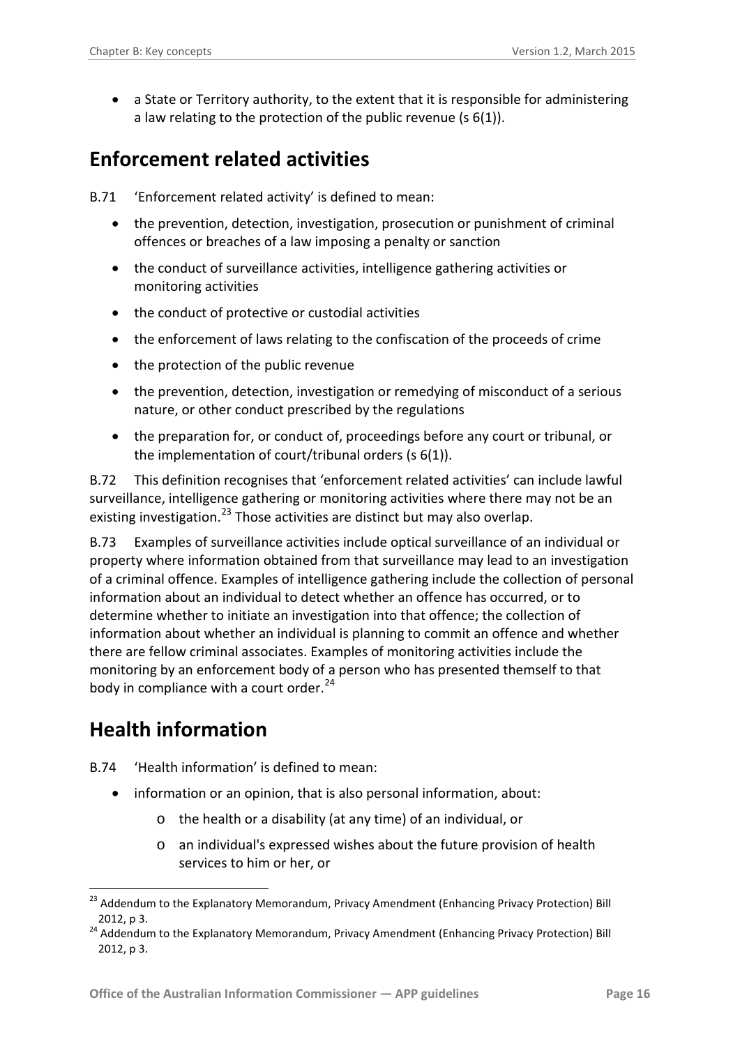- a State or Territory authority, to the extent that it is responsible for administering a law relating to the protection of the public revenue (s 6(1)).

## Enforcement related activities

B.71 'Enforcement related activity' is defined to mean:

- the prevention, detection, investigation, prosecution or punishment of criminal offences or breaches of a law imposing a penalty or sanction
- the conduct of surveillance activities, intelligence gathering activities or monitoring activities
- the conduct of protective or custodial activities
- the enforcement of laws relating to the confiscation of the proceeds of crime
- the protection of the public revenue
- the prevention, detection, investigation or remedying of misconduct of a serious nature, or other conduct prescribed by the regulations
- the preparation for, or conduct of, proceedings before any court or tribunal, or the implementation of court/tribunal orders (s 6(1)).

B.72 This definition recognises that 'enforcement related activities' can include lawful surveillance, intelligence gathering or monitoring activities where there may not be an existing investigation.[23] Those activities are distinct but may also overlap.

B.73 Examples of surveillance activities include optical surveillance of an individual or property where information obtained from that surveillance may lead to an investigation of a criminal offence. Examples of intelligence gathering include the collection of personal information about an individual to detect whether an offence has occurred, or to determine whether to initiate an investigation into that offence; the collection of information about whether an individual is planning to commit an offence and whether there are fellow criminal associates. Examples of monitoring activities include the monitoring by an enforcement body of a person who has presented themself to that body in compliance with a court order.[24]

## Health information

B.74 'Health information' is defined to mean:

- information or an opinion, that is also personal information, about:
  - the health or a disability (at any time) of an individual, or
  - an individual's expressed wishes about the future provision of health services to him or her, or

---

[23] Addendum to the Explanatory Memorandum, Privacy Amendment (Enhancing Privacy Protection) Bill 2012, p 3.

[24] Addendum to the Explanatory Memorandum, Privacy Amendment (Enhancing Privacy Protection) Bill 2012, p 3.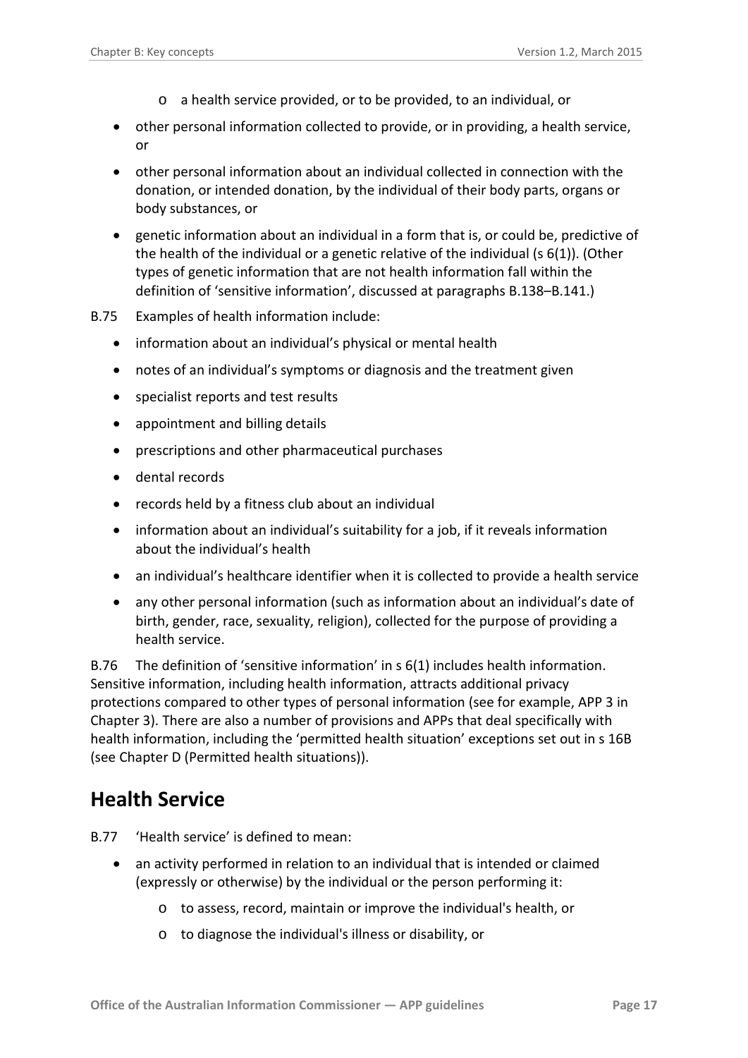- a health service provided, or to be provided, to an individual, or
- other personal information collected to provide, or in providing, a health service, or
- other personal information about an individual collected in connection with the donation, or intended donation, by the individual of their body parts, organs or body substances, or
- genetic information about an individual in a form that is, or could be, predictive of the health of the individual or a genetic relative of the individual (s 6(1)). (Other types of genetic information that are not health information fall within the definition of 'sensitive information', discussed at paragraphs B.138–B.141.)

B.75 Examples of health information include:

- information about an individual's physical or mental health
- notes of an individual's symptoms or diagnosis and the treatment given
- specialist reports and test results
- appointment and billing details
- prescriptions and other pharmaceutical purchases
- dental records
- records held by a fitness club about an individual
- information about an individual's suitability for a job, if it reveals information about the individual's health
- an individual's healthcare identifier when it is collected to provide a health service
- any other personal information (such as information about an individual's date of birth, gender, race, sexuality, religion), collected for the purpose of providing a health service.

B.76 The definition of 'sensitive information' in s 6(1) includes health information. Sensitive information, including health information, attracts additional privacy protections compared to other types of personal information (see for example, APP 3 in Chapter 3). There are also a number of provisions and APPs that deal specifically with health information, including the 'permitted health situation' exceptions set out in s 16B (see Chapter D (Permitted health situations)).

## Health Service

B.77 'Health service' is defined to mean:

- an activity performed in relation to an individual that is intended or claimed (expressly or otherwise) by the individual or the person performing it:
    - to assess, record, maintain or improve the individual's health, or
    - to diagnose the individual's illness or disability, or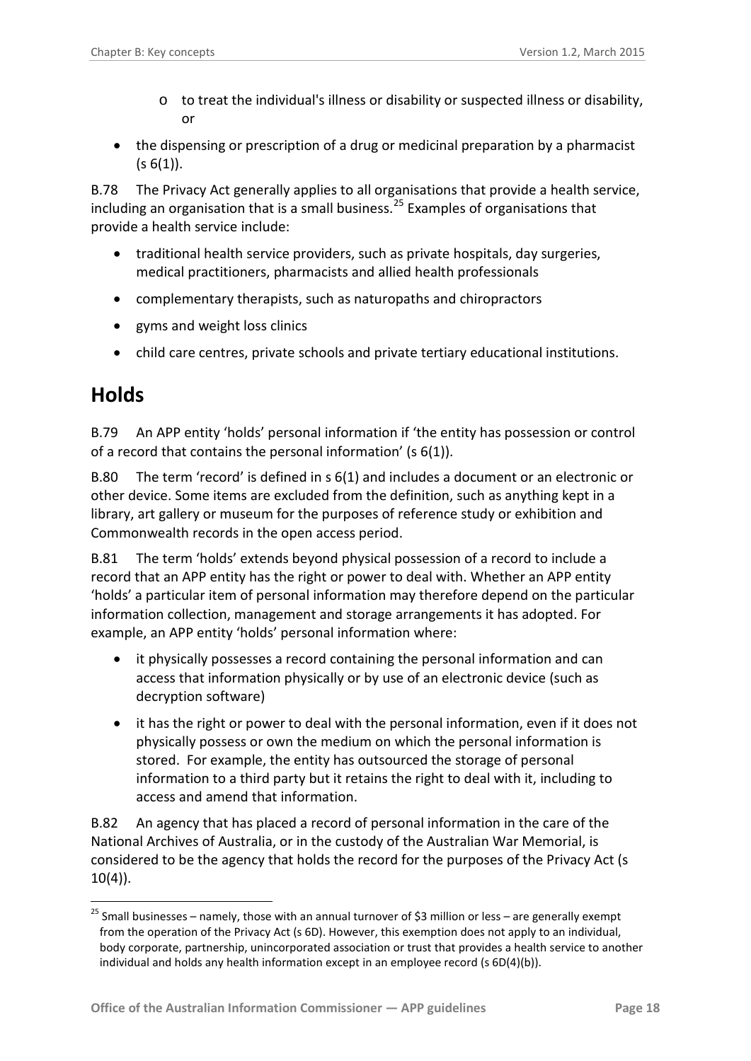- to treat the individual's illness or disability or suspected illness or disability, or

- the dispensing or prescription of a drug or medicinal preparation by a pharmacist (s 6(1)).

B.78 The Privacy Act generally applies to all organisations that provide a health service, including an organisation that is a small business.[25] Examples of organisations that provide a health service include:

- traditional health service providers, such as private hospitals, day surgeries, medical practitioners, pharmacists and allied health professionals
- complementary therapists, such as naturopaths and chiropractors
- gyms and weight loss clinics
- child care centres, private schools and private tertiary educational institutions.

## Holds

B.79 An APP entity 'holds' personal information if 'the entity has possession or control of a record that contains the personal information' (s 6(1)).

B.80 The term 'record' is defined in s 6(1) and includes a document or an electronic or other device. Some items are excluded from the definition, such as anything kept in a library, art gallery or museum for the purposes of reference study or exhibition and Commonwealth records in the open access period.

B.81 The term 'holds' extends beyond physical possession of a record to include a record that an APP entity has the right or power to deal with. Whether an APP entity 'holds' a particular item of personal information may therefore depend on the particular information collection, management and storage arrangements it has adopted. For example, an APP entity 'holds' personal information where:

- it physically possesses a record containing the personal information and can access that information physically or by use of an electronic device (such as decryption software)
- it has the right or power to deal with the personal information, even if it does not physically possess or own the medium on which the personal information is stored. For example, the entity has outsourced the storage of personal information to a third party but it retains the right to deal with it, including to access and amend that information.

B.82 An agency that has placed a record of personal information in the care of the National Archives of Australia, or in the custody of the Australian War Memorial, is considered to be the agency that holds the record for the purposes of the Privacy Act (s 10(4)).

---

[25] Small businesses – namely, those with an annual turnover of $3 million or less – are generally exempt from the operation of the Privacy Act (s 6D). However, this exemption does not apply to an individual, body corporate, partnership, unincorporated association or trust that provides a health service to another individual and holds any health information except in an employee record (s 6D(4)(b)).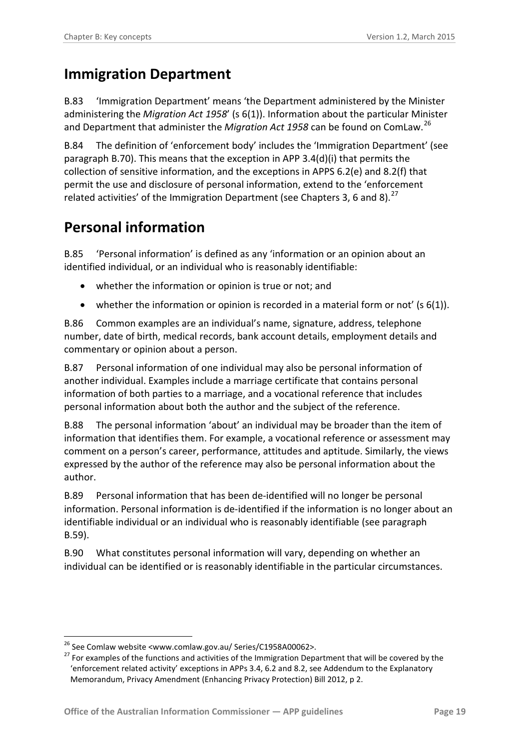## Immigration Department

B.83 'Immigration Department' means 'the Department administered by the Minister administering the *Migration Act 1958*' (s 6(1)). Information about the particular Minister and Department that administer the *Migration Act 1958* can be found on ComLaw.[26]

B.84 The definition of 'enforcement body' includes the 'Immigration Department' (see paragraph B.70). This means that the exception in APP 3.4(d)(i) that permits the collection of sensitive information, and the exceptions in APPS 6.2(e) and 8.2(f) that permit the use and disclosure of personal information, extend to the 'enforcement related activities' of the Immigration Department (see Chapters 3, 6 and 8).[27]

## Personal information

B.85 'Personal information' is defined as any 'information or an opinion about an identified individual, or an individual who is reasonably identifiable:

- whether the information or opinion is true or not; and
- whether the information or opinion is recorded in a material form or not' (s 6(1)).

B.86 Common examples are an individual's name, signature, address, telephone number, date of birth, medical records, bank account details, employment details and commentary or opinion about a person.

B.87 Personal information of one individual may also be personal information of another individual. Examples include a marriage certificate that contains personal information of both parties to a marriage, and a vocational reference that includes personal information about both the author and the subject of the reference.

B.88 The personal information 'about' an individual may be broader than the item of information that identifies them. For example, a vocational reference or assessment may comment on a person's career, performance, attitudes and aptitude. Similarly, the views expressed by the author of the reference may also be personal information about the author.

B.89 Personal information that has been de-identified will no longer be personal information. Personal information is de-identified if the information is no longer about an identifiable individual or an individual who is reasonably identifiable (see paragraph B.59).

B.90 What constitutes personal information will vary, depending on whether an individual can be identified or is reasonably identifiable in the particular circumstances.

---

[26] See Comlaw website <www.comlaw.gov.au/ Series/C1958A00062>.

[27] For examples of the functions and activities of the Immigration Department that will be covered by the 'enforcement related activity' exceptions in APPs 3.4, 6.2 and 8.2, see Addendum to the Explanatory Memorandum, Privacy Amendment (Enhancing Privacy Protection) Bill 2012, p 2.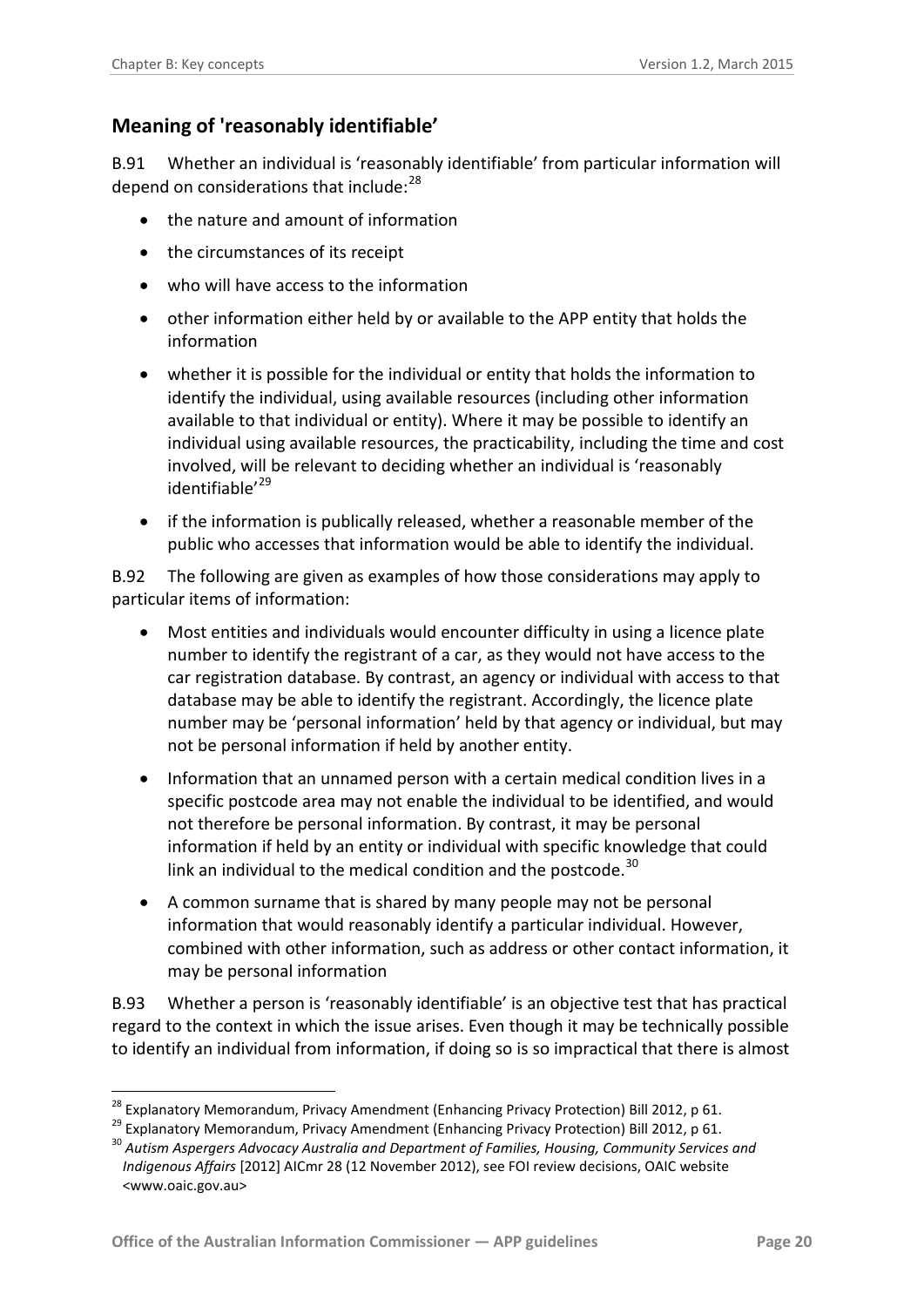## Meaning of 'reasonably identifiable'

B.91 Whether an individual is 'reasonably identifiable' from particular information will depend on considerations that include:[28]

- the nature and amount of information
- the circumstances of its receipt
- who will have access to the information
- other information either held by or available to the APP entity that holds the information
- whether it is possible for the individual or entity that holds the information to identify the individual, using available resources (including other information available to that individual or entity). Where it may be possible to identify an individual using available resources, the practicability, including the time and cost involved, will be relevant to deciding whether an individual is 'reasonably identifiable'[29]
- if the information is publically released, whether a reasonable member of the public who accesses that information would be able to identify the individual.

B.92 The following are given as examples of how those considerations may apply to particular items of information:

- Most entities and individuals would encounter difficulty in using a licence plate number to identify the registrant of a car, as they would not have access to the car registration database. By contrast, an agency or individual with access to that database may be able to identify the registrant. Accordingly, the licence plate number may be 'personal information' held by that agency or individual, but may not be personal information if held by another entity.
- Information that an unnamed person with a certain medical condition lives in a specific postcode area may not enable the individual to be identified, and would not therefore be personal information. By contrast, it may be personal information if held by an entity or individual with specific knowledge that could link an individual to the medical condition and the postcode.[30]
- A common surname that is shared by many people may not be personal information that would reasonably identify a particular individual. However, combined with other information, such as address or other contact information, it may be personal information

B.93 Whether a person is 'reasonably identifiable' is an objective test that has practical regard to the context in which the issue arises. Even though it may be technically possible to identify an individual from information, if doing so is so impractical that there is almost

---

[28] Explanatory Memorandum, Privacy Amendment (Enhancing Privacy Protection) Bill 2012, p 61.

[29] Explanatory Memorandum, Privacy Amendment (Enhancing Privacy Protection) Bill 2012, p 61.

[30] *Autism Aspergers Advocacy Australia and Department of Families, Housing, Community Services and Indigenous Affairs* [2012] AICmr 28 (12 November 2012), see FOI review decisions, OAIC website <www.oaic.gov.au>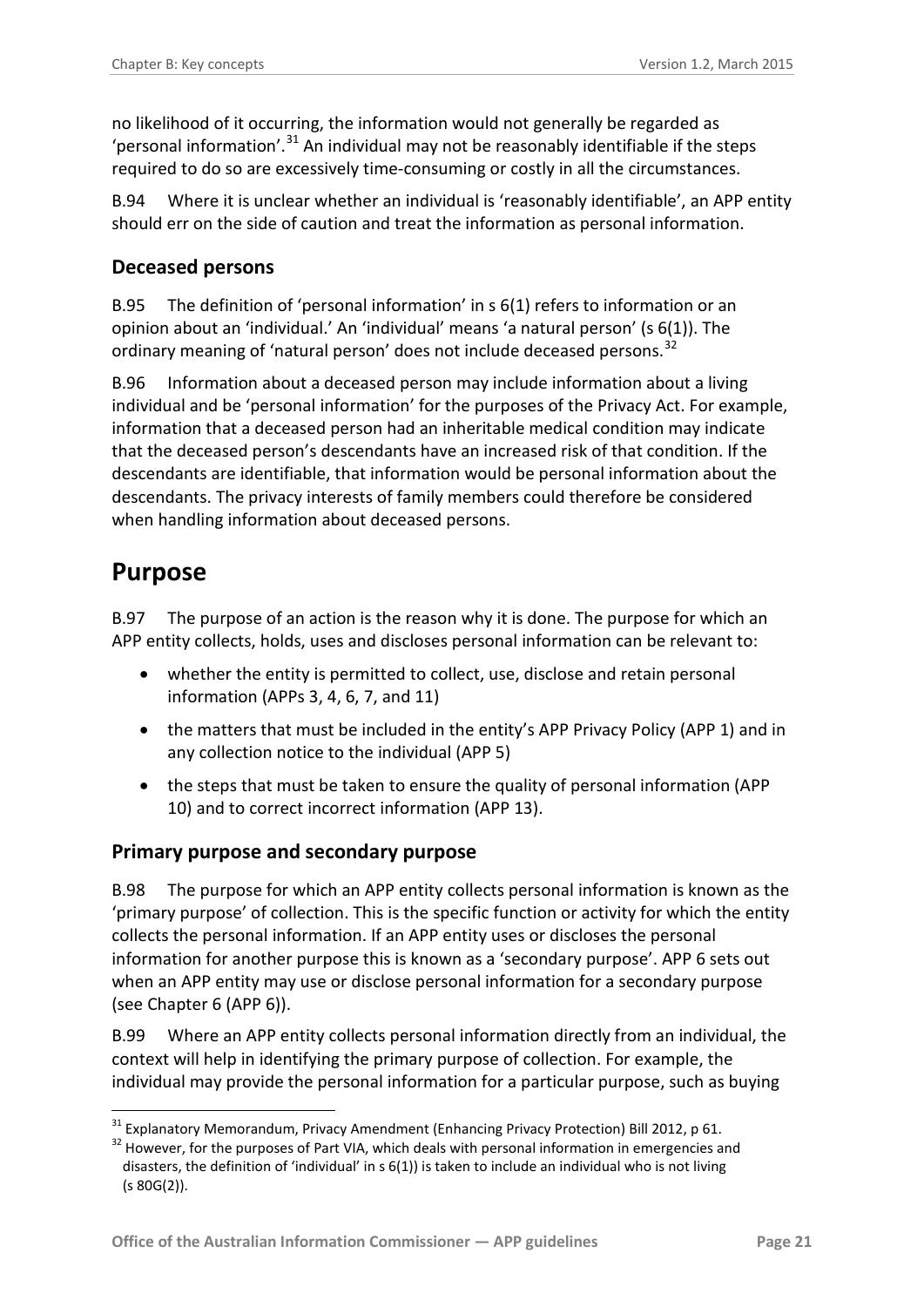no likelihood of it occurring, the information would not generally be regarded as 'personal information'.[31] An individual may not be reasonably identifiable if the steps required to do so are excessively time-consuming or costly in all the circumstances.

B.94 Where it is unclear whether an individual is 'reasonably identifiable', an APP entity should err on the side of caution and treat the information as personal information.

### Deceased persons

B.95 The definition of 'personal information' in s 6(1) refers to information or an opinion about an 'individual.' An 'individual' means 'a natural person' (s 6(1)). The ordinary meaning of 'natural person' does not include deceased persons.[32]

B.96 Information about a deceased person may include information about a living individual and be 'personal information' for the purposes of the Privacy Act. For example, information that a deceased person had an inheritable medical condition may indicate that the deceased person's descendants have an increased risk of that condition. If the descendants are identifiable, that information would be personal information about the descendants. The privacy interests of family members could therefore be considered when handling information about deceased persons.

## Purpose

B.97 The purpose of an action is the reason why it is done. The purpose for which an APP entity collects, holds, uses and discloses personal information can be relevant to:

- whether the entity is permitted to collect, use, disclose and retain personal information (APPs 3, 4, 6, 7, and 11)
- the matters that must be included in the entity's APP Privacy Policy (APP 1) and in any collection notice to the individual (APP 5)
- the steps that must be taken to ensure the quality of personal information (APP 10) and to correct incorrect information (APP 13).

### Primary purpose and secondary purpose

B.98 The purpose for which an APP entity collects personal information is known as the 'primary purpose' of collection. This is the specific function or activity for which the entity collects the personal information. If an APP entity uses or discloses the personal information for another purpose this is known as a 'secondary purpose'. APP 6 sets out when an APP entity may use or disclose personal information for a secondary purpose (see Chapter 6 (APP 6)).

B.99 Where an APP entity collects personal information directly from an individual, the context will help in identifying the primary purpose of collection. For example, the individual may provide the personal information for a particular purpose, such as buying

---

[31] Explanatory Memorandum, Privacy Amendment (Enhancing Privacy Protection) Bill 2012, p 61.

[32] However, for the purposes of Part VIA, which deals with personal information in emergencies and disasters, the definition of 'individual' in s 6(1)) is taken to include an individual who is not living (s 80G(2)).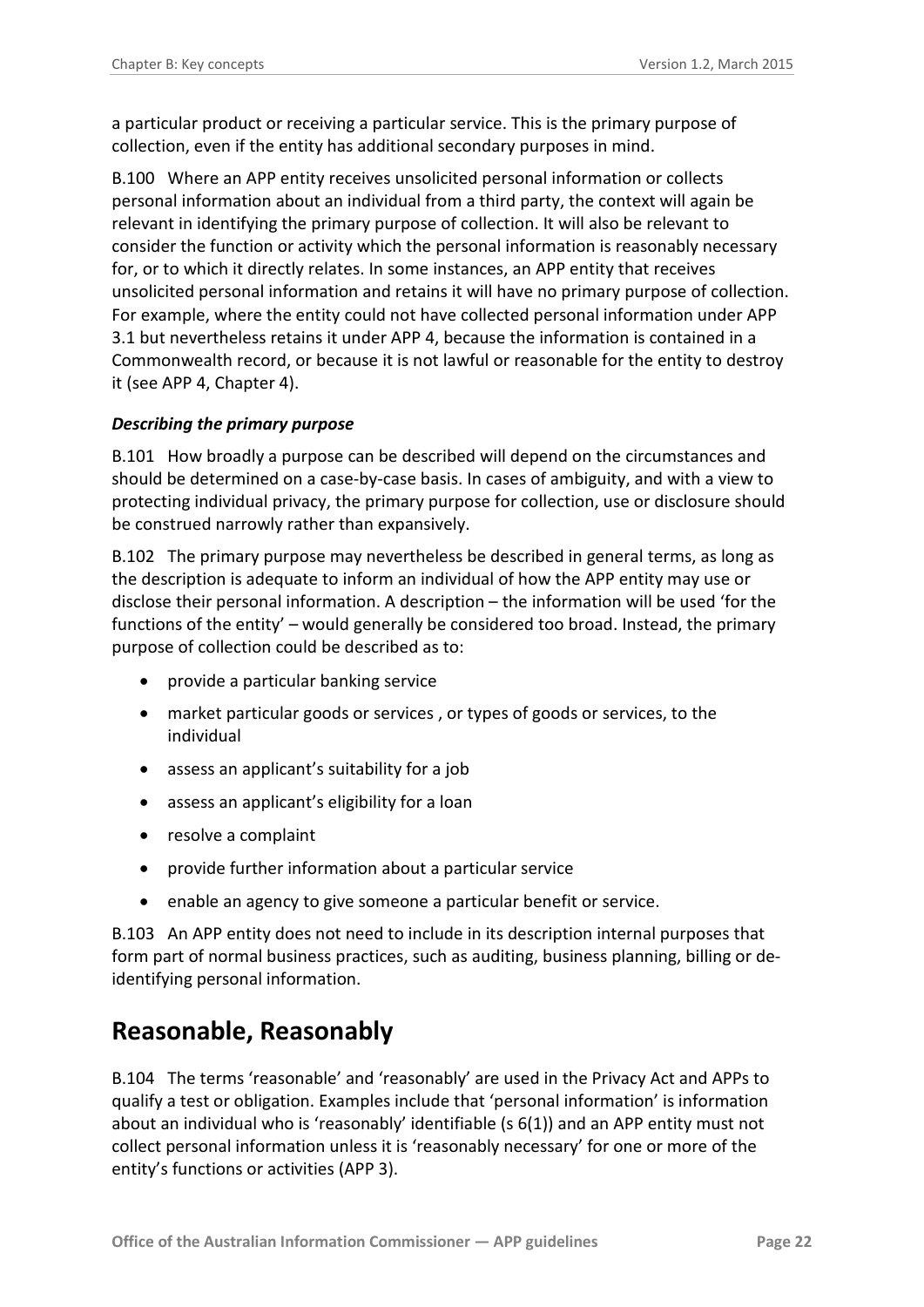a particular product or receiving a particular service. This is the primary purpose of collection, even if the entity has additional secondary purposes in mind.

B.100 Where an APP entity receives unsolicited personal information or collects personal information about an individual from a third party, the context will again be relevant in identifying the primary purpose of collection. It will also be relevant to consider the function or activity which the personal information is reasonably necessary for, or to which it directly relates. In some instances, an APP entity that receives unsolicited personal information and retains it will have no primary purpose of collection. For example, where the entity could not have collected personal information under APP 3.1 but nevertheless retains it under APP 4, because the information is contained in a Commonwealth record, or because it is not lawful or reasonable for the entity to destroy it (see APP 4, Chapter 4).

### *Describing the primary purpose*

B.101 How broadly a purpose can be described will depend on the circumstances and should be determined on a case-by-case basis. In cases of ambiguity, and with a view to protecting individual privacy, the primary purpose for collection, use or disclosure should be construed narrowly rather than expansively.

B.102 The primary purpose may nevertheless be described in general terms, as long as the description is adequate to inform an individual of how the APP entity may use or disclose their personal information. A description – the information will be used 'for the functions of the entity' – would generally be considered too broad. Instead, the primary purpose of collection could be described as to:

- provide a particular banking service
- market particular goods or services , or types of goods or services, to the individual
- assess an applicant's suitability for a job
- assess an applicant's eligibility for a loan
- resolve a complaint
- provide further information about a particular service
- enable an agency to give someone a particular benefit or service.

B.103 An APP entity does not need to include in its description internal purposes that form part of normal business practices, such as auditing, business planning, billing or de-identifying personal information.

## Reasonable, Reasonably

B.104 The terms 'reasonable' and 'reasonably' are used in the Privacy Act and APPs to qualify a test or obligation. Examples include that 'personal information' is information about an individual who is 'reasonably' identifiable (s 6(1)) and an APP entity must not collect personal information unless it is 'reasonably necessary' for one or more of the entity's functions or activities (APP 3).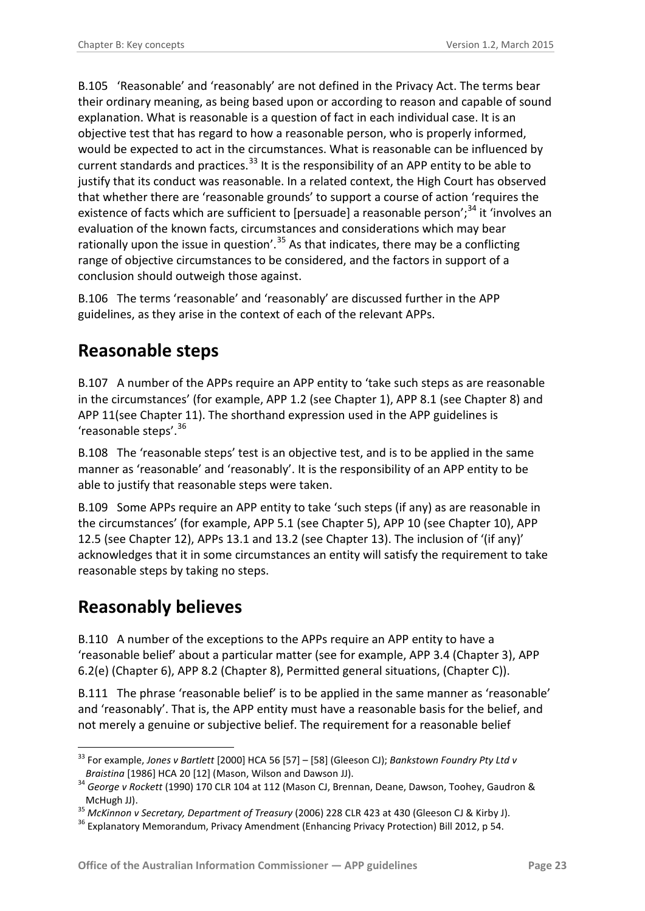B.105 'Reasonable' and 'reasonably' are not defined in the Privacy Act. The terms bear their ordinary meaning, as being based upon or according to reason and capable of sound explanation. What is reasonable is a question of fact in each individual case. It is an objective test that has regard to how a reasonable person, who is properly informed, would be expected to act in the circumstances. What is reasonable can be influenced by current standards and practices.[33] It is the responsibility of an APP entity to be able to justify that its conduct was reasonable. In a related context, the High Court has observed that whether there are 'reasonable grounds' to support a course of action 'requires the existence of facts which are sufficient to [persuade] a reasonable person';[34] it 'involves an evaluation of the known facts, circumstances and considerations which may bear rationally upon the issue in question'.[35] As that indicates, there may be a conflicting range of objective circumstances to be considered, and the factors in support of a conclusion should outweigh those against.

B.106 The terms 'reasonable' and 'reasonably' are discussed further in the APP guidelines, as they arise in the context of each of the relevant APPs.

## Reasonable steps

B.107 A number of the APPs require an APP entity to 'take such steps as are reasonable in the circumstances' (for example, APP 1.2 (see Chapter 1), APP 8.1 (see Chapter 8) and APP 11(see Chapter 11). The shorthand expression used in the APP guidelines is 'reasonable steps'.[36]

B.108 The 'reasonable steps' test is an objective test, and is to be applied in the same manner as 'reasonable' and 'reasonably'. It is the responsibility of an APP entity to be able to justify that reasonable steps were taken.

B.109 Some APPs require an APP entity to take 'such steps (if any) as are reasonable in the circumstances' (for example, APP 5.1 (see Chapter 5), APP 10 (see Chapter 10), APP 12.5 (see Chapter 12), APPs 13.1 and 13.2 (see Chapter 13). The inclusion of '(if any)' acknowledges that it in some circumstances an entity will satisfy the requirement to take reasonable steps by taking no steps.

## Reasonably believes

B.110 A number of the exceptions to the APPs require an APP entity to have a 'reasonable belief' about a particular matter (see for example, APP 3.4 (Chapter 3), APP 6.2(e) (Chapter 6), APP 8.2 (Chapter 8), Permitted general situations, (Chapter C)).

B.111 The phrase 'reasonable belief' is to be applied in the same manner as 'reasonable' and 'reasonably'. That is, the APP entity must have a reasonable basis for the belief, and not merely a genuine or subjective belief. The requirement for a reasonable belief

---

[33] For example, *Jones v Bartlett* [2000] HCA 56 [57] – [58] (Gleeson CJ); *Bankstown Foundry Pty Ltd v Braistina* [1986] HCA 20 [12] (Mason, Wilson and Dawson JJ).

[34] *George v Rockett* (1990) 170 CLR 104 at 112 (Mason CJ, Brennan, Deane, Dawson, Toohey, Gaudron & McHugh JJ).

[35] *McKinnon v Secretary, Department of Treasury* (2006) 228 CLR 423 at 430 (Gleeson CJ & Kirby J).

[36] Explanatory Memorandum, Privacy Amendment (Enhancing Privacy Protection) Bill 2012, p 54.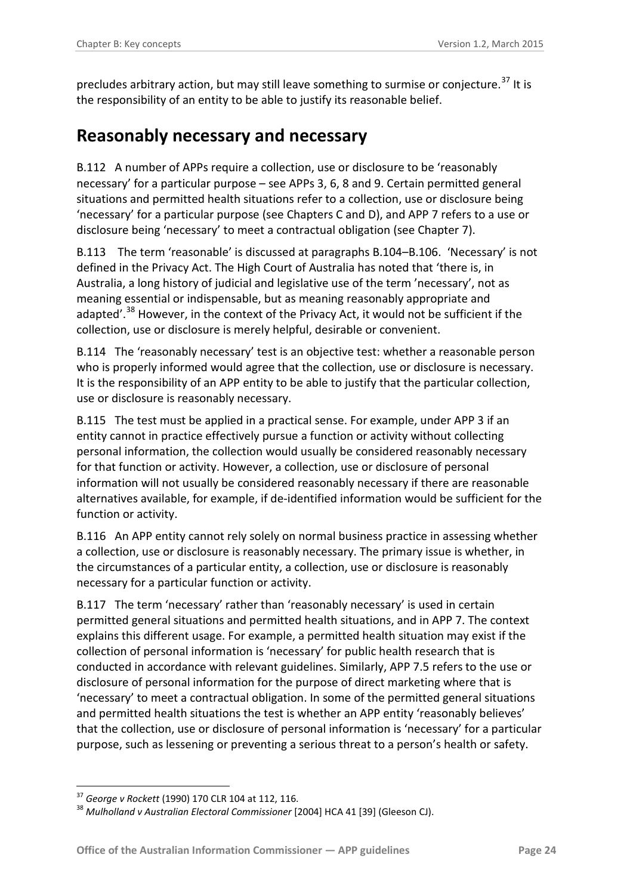precludes arbitrary action, but may still leave something to surmise or conjecture.[37] It is the responsibility of an entity to be able to justify its reasonable belief.

## Reasonably necessary and necessary

B.112 A number of APPs require a collection, use or disclosure to be 'reasonably necessary' for a particular purpose – see APPs 3, 6, 8 and 9. Certain permitted general situations and permitted health situations refer to a collection, use or disclosure being 'necessary' for a particular purpose (see Chapters C and D), and APP 7 refers to a use or disclosure being 'necessary' to meet a contractual obligation (see Chapter 7).

B.113 The term 'reasonable' is discussed at paragraphs B.104–B.106. 'Necessary' is not defined in the Privacy Act. The High Court of Australia has noted that 'there is, in Australia, a long history of judicial and legislative use of the term 'necessary', not as meaning essential or indispensable, but as meaning reasonably appropriate and adapted'.[38] However, in the context of the Privacy Act, it would not be sufficient if the collection, use or disclosure is merely helpful, desirable or convenient.

B.114 The 'reasonably necessary' test is an objective test: whether a reasonable person who is properly informed would agree that the collection, use or disclosure is necessary. It is the responsibility of an APP entity to be able to justify that the particular collection, use or disclosure is reasonably necessary.

B.115 The test must be applied in a practical sense. For example, under APP 3 if an entity cannot in practice effectively pursue a function or activity without collecting personal information, the collection would usually be considered reasonably necessary for that function or activity. However, a collection, use or disclosure of personal information will not usually be considered reasonably necessary if there are reasonable alternatives available, for example, if de-identified information would be sufficient for the function or activity.

B.116 An APP entity cannot rely solely on normal business practice in assessing whether a collection, use or disclosure is reasonably necessary. The primary issue is whether, in the circumstances of a particular entity, a collection, use or disclosure is reasonably necessary for a particular function or activity.

B.117 The term 'necessary' rather than 'reasonably necessary' is used in certain permitted general situations and permitted health situations, and in APP 7. The context explains this different usage. For example, a permitted health situation may exist if the collection of personal information is 'necessary' for public health research that is conducted in accordance with relevant guidelines. Similarly, APP 7.5 refers to the use or disclosure of personal information for the purpose of direct marketing where that is 'necessary' to meet a contractual obligation. In some of the permitted general situations and permitted health situations the test is whether an APP entity 'reasonably believes' that the collection, use or disclosure of personal information is 'necessary' for a particular purpose, such as lessening or preventing a serious threat to a person's health or safety.

---

[37] *George v Rockett* (1990) 170 CLR 104 at 112, 116.

[38] *Mulholland v Australian Electoral Commissioner* [2004] HCA 41 [39] (Gleeson CJ).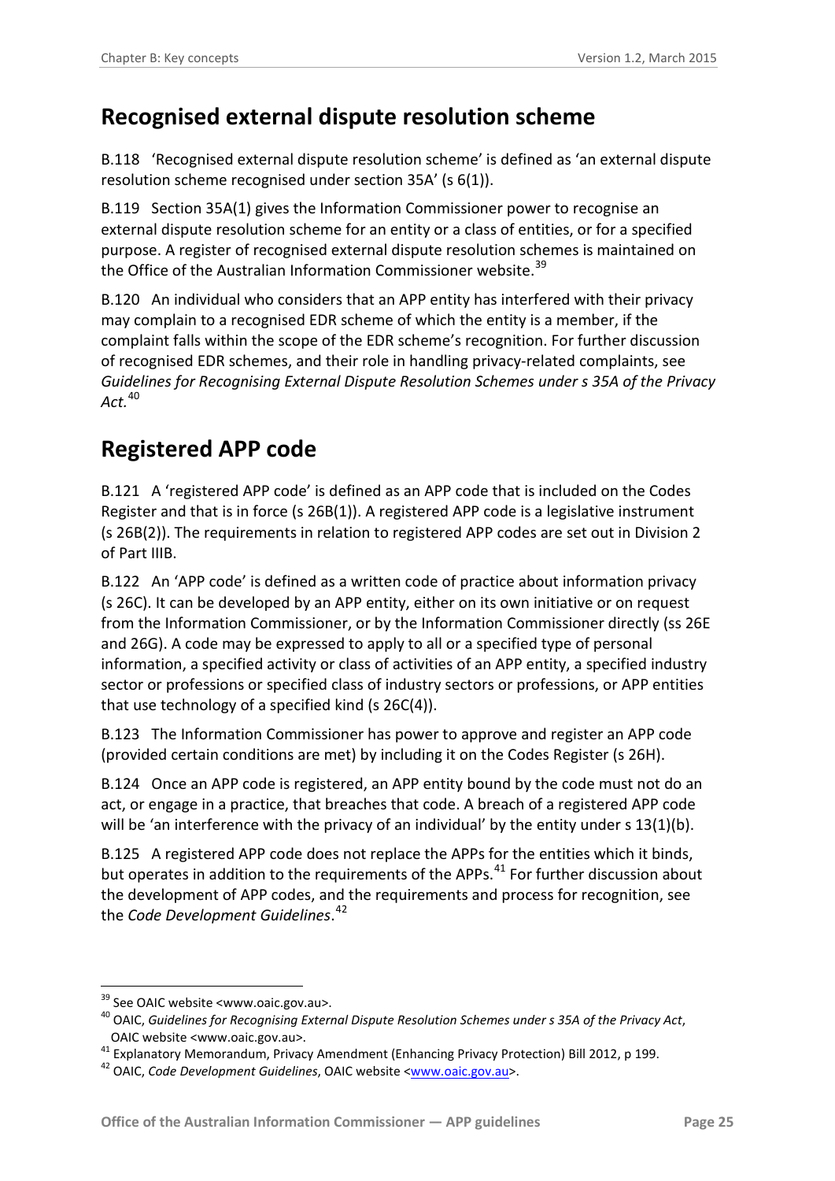## Recognised external dispute resolution scheme

B.118 'Recognised external dispute resolution scheme' is defined as 'an external dispute resolution scheme recognised under section 35A' (s 6(1)).

B.119 Section 35A(1) gives the Information Commissioner power to recognise an external dispute resolution scheme for an entity or a class of entities, or for a specified purpose. A register of recognised external dispute resolution schemes is maintained on the Office of the Australian Information Commissioner website.[39]

B.120 An individual who considers that an APP entity has interfered with their privacy may complain to a recognised EDR scheme of which the entity is a member, if the complaint falls within the scope of the EDR scheme's recognition. For further discussion of recognised EDR schemes, and their role in handling privacy-related complaints, see *Guidelines for Recognising External Dispute Resolution Schemes under s 35A of the Privacy Act.*[40]

## Registered APP code

B.121 A 'registered APP code' is defined as an APP code that is included on the Codes Register and that is in force (s 26B(1)). A registered APP code is a legislative instrument (s 26B(2)). The requirements in relation to registered APP codes are set out in Division 2 of Part IIIB.

B.122 An 'APP code' is defined as a written code of practice about information privacy (s 26C). It can be developed by an APP entity, either on its own initiative or on request from the Information Commissioner, or by the Information Commissioner directly (ss 26E and 26G). A code may be expressed to apply to all or a specified type of personal information, a specified activity or class of activities of an APP entity, a specified industry sector or professions or specified class of industry sectors or professions, or APP entities that use technology of a specified kind (s 26C(4)).

B.123 The Information Commissioner has power to approve and register an APP code (provided certain conditions are met) by including it on the Codes Register (s 26H).

B.124 Once an APP code is registered, an APP entity bound by the code must not do an act, or engage in a practice, that breaches that code. A breach of a registered APP code will be 'an interference with the privacy of an individual' by the entity under s 13(1)(b).

B.125 A registered APP code does not replace the APPs for the entities which it binds, but operates in addition to the requirements of the APPs.[41] For further discussion about the development of APP codes, and the requirements and process for recognition, see the *Code Development Guidelines*.[42]

---

[39] See OAIC website <www.oaic.gov.au>.

[40] OAIC, *Guidelines for Recognising External Dispute Resolution Schemes under s 35A of the Privacy Act*, OAIC website <www.oaic.gov.au>.

[41] Explanatory Memorandum, Privacy Amendment (Enhancing Privacy Protection) Bill 2012, p 199.

[42] OAIC, *Code Development Guidelines*, OAIC website <www.oaic.gov.au>.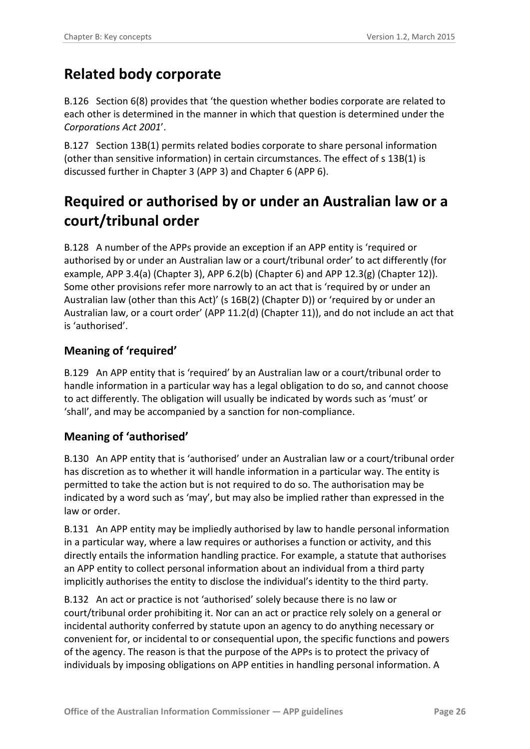## Related body corporate

B.126 Section 6(8) provides that 'the question whether bodies corporate are related to each other is determined in the manner in which that question is determined under the *Corporations Act 2001*'.

B.127 Section 13B(1) permits related bodies corporate to share personal information (other than sensitive information) in certain circumstances. The effect of s 13B(1) is discussed further in Chapter 3 (APP 3) and Chapter 6 (APP 6).

## Required or authorised by or under an Australian law or a court/tribunal order

B.128 A number of the APPs provide an exception if an APP entity is 'required or authorised by or under an Australian law or a court/tribunal order' to act differently (for example, APP 3.4(a) (Chapter 3), APP 6.2(b) (Chapter 6) and APP 12.3(g) (Chapter 12)). Some other provisions refer more narrowly to an act that is 'required by or under an Australian law (other than this Act)' (s 16B(2) (Chapter D)) or 'required by or under an Australian law, or a court order' (APP 11.2(d) (Chapter 11)), and do not include an act that is 'authorised'.

### Meaning of 'required'

B.129 An APP entity that is 'required' by an Australian law or a court/tribunal order to handle information in a particular way has a legal obligation to do so, and cannot choose to act differently. The obligation will usually be indicated by words such as 'must' or 'shall', and may be accompanied by a sanction for non-compliance.

### Meaning of 'authorised'

B.130 An APP entity that is 'authorised' under an Australian law or a court/tribunal order has discretion as to whether it will handle information in a particular way. The entity is permitted to take the action but is not required to do so. The authorisation may be indicated by a word such as 'may', but may also be implied rather than expressed in the law or order.

B.131 An APP entity may be impliedly authorised by law to handle personal information in a particular way, where a law requires or authorises a function or activity, and this directly entails the information handling practice. For example, a statute that authorises an APP entity to collect personal information about an individual from a third party implicitly authorises the entity to disclose the individual's identity to the third party.

B.132 An act or practice is not 'authorised' solely because there is no law or court/tribunal order prohibiting it. Nor can an act or practice rely solely on a general or incidental authority conferred by statute upon an agency to do anything necessary or convenient for, or incidental to or consequential upon, the specific functions and powers of the agency. The reason is that the purpose of the APPs is to protect the privacy of individuals by imposing obligations on APP entities in handling personal information. A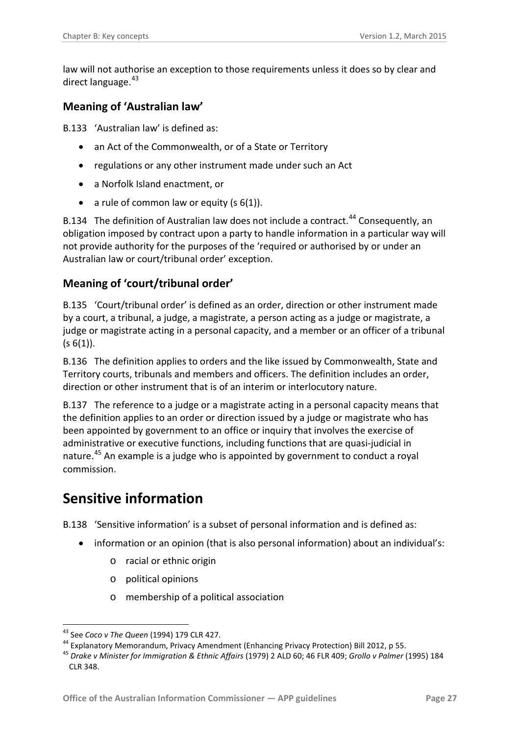law will not authorise an exception to those requirements unless it does so by clear and direct language.[43]

### Meaning of 'Australian law'

B.133 'Australian law' is defined as:

- an Act of the Commonwealth, or of a State or Territory
- regulations or any other instrument made under such an Act
- a Norfolk Island enactment, or
- a rule of common law or equity (s 6(1)).

B.134 The definition of Australian law does not include a contract.[44] Consequently, an obligation imposed by contract upon a party to handle information in a particular way will not provide authority for the purposes of the 'required or authorised by or under an Australian law or court/tribunal order' exception.

### Meaning of 'court/tribunal order'

B.135 'Court/tribunal order' is defined as an order, direction or other instrument made by a court, a tribunal, a judge, a magistrate, a person acting as a judge or magistrate, a judge or magistrate acting in a personal capacity, and a member or an officer of a tribunal (s 6(1)).

B.136 The definition applies to orders and the like issued by Commonwealth, State and Territory courts, tribunals and members and officers. The definition includes an order, direction or other instrument that is of an interim or interlocutory nature.

B.137 The reference to a judge or a magistrate acting in a personal capacity means that the definition applies to an order or direction issued by a judge or magistrate who has been appointed by government to an office or inquiry that involves the exercise of administrative or executive functions, including functions that are quasi-judicial in nature.[45] An example is a judge who is appointed by government to conduct a royal commission.

## Sensitive information

B.138 'Sensitive information' is a subset of personal information and is defined as:

- information or an opinion (that is also personal information) about an individual's:
  - racial or ethnic origin
  - political opinions
  - membership of a political association

---

[43] See *Coco v The Queen* (1994) 179 CLR 427.

[44] Explanatory Memorandum, Privacy Amendment (Enhancing Privacy Protection) Bill 2012, p 55.

[45] *Drake v Minister for Immigration & Ethnic Affairs* (1979) 2 ALD 60; 46 FLR 409; *Grollo v Palmer* (1995) 184 CLR 348.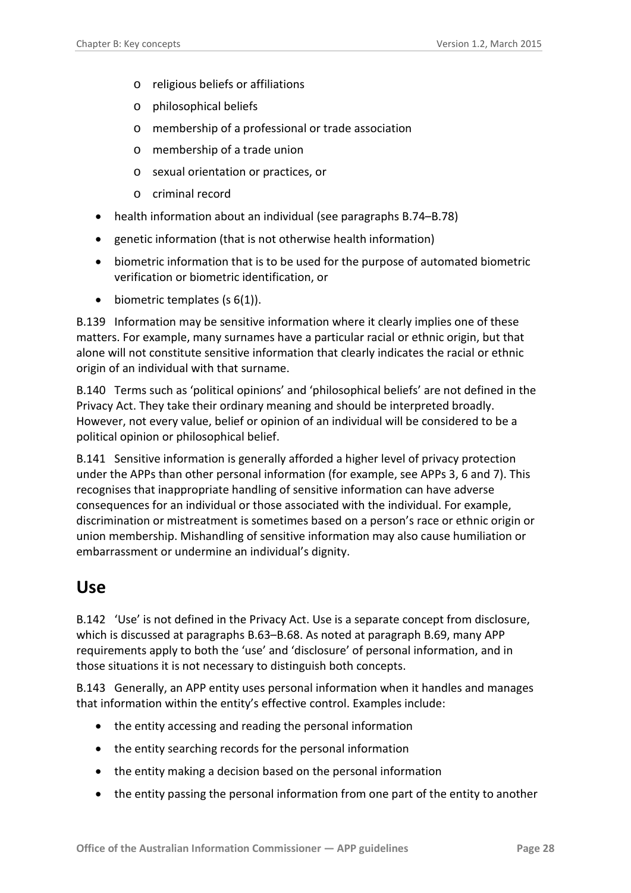- religious beliefs or affiliations
  - philosophical beliefs
  - membership of a professional or trade association
  - membership of a trade union
  - sexual orientation or practices, or
  - criminal record
- health information about an individual (see paragraphs B.74–B.78)
- genetic information (that is not otherwise health information)
- biometric information that is to be used for the purpose of automated biometric verification or biometric identification, or
- biometric templates (s 6(1)).

B.139 Information may be sensitive information where it clearly implies one of these matters. For example, many surnames have a particular racial or ethnic origin, but that alone will not constitute sensitive information that clearly indicates the racial or ethnic origin of an individual with that surname.

B.140 Terms such as 'political opinions' and 'philosophical beliefs' are not defined in the Privacy Act. They take their ordinary meaning and should be interpreted broadly. However, not every value, belief or opinion of an individual will be considered to be a political opinion or philosophical belief.

B.141 Sensitive information is generally afforded a higher level of privacy protection under the APPs than other personal information (for example, see APPs 3, 6 and 7). This recognises that inappropriate handling of sensitive information can have adverse consequences for an individual or those associated with the individual. For example, discrimination or mistreatment is sometimes based on a person's race or ethnic origin or union membership. Mishandling of sensitive information may also cause humiliation or embarrassment or undermine an individual's dignity.

## Use

B.142 'Use' is not defined in the Privacy Act. Use is a separate concept from disclosure, which is discussed at paragraphs B.63–B.68. As noted at paragraph B.69, many APP requirements apply to both the 'use' and 'disclosure' of personal information, and in those situations it is not necessary to distinguish both concepts.

B.143 Generally, an APP entity uses personal information when it handles and manages that information within the entity's effective control. Examples include:

- the entity accessing and reading the personal information
- the entity searching records for the personal information
- the entity making a decision based on the personal information
- the entity passing the personal information from one part of the entity to another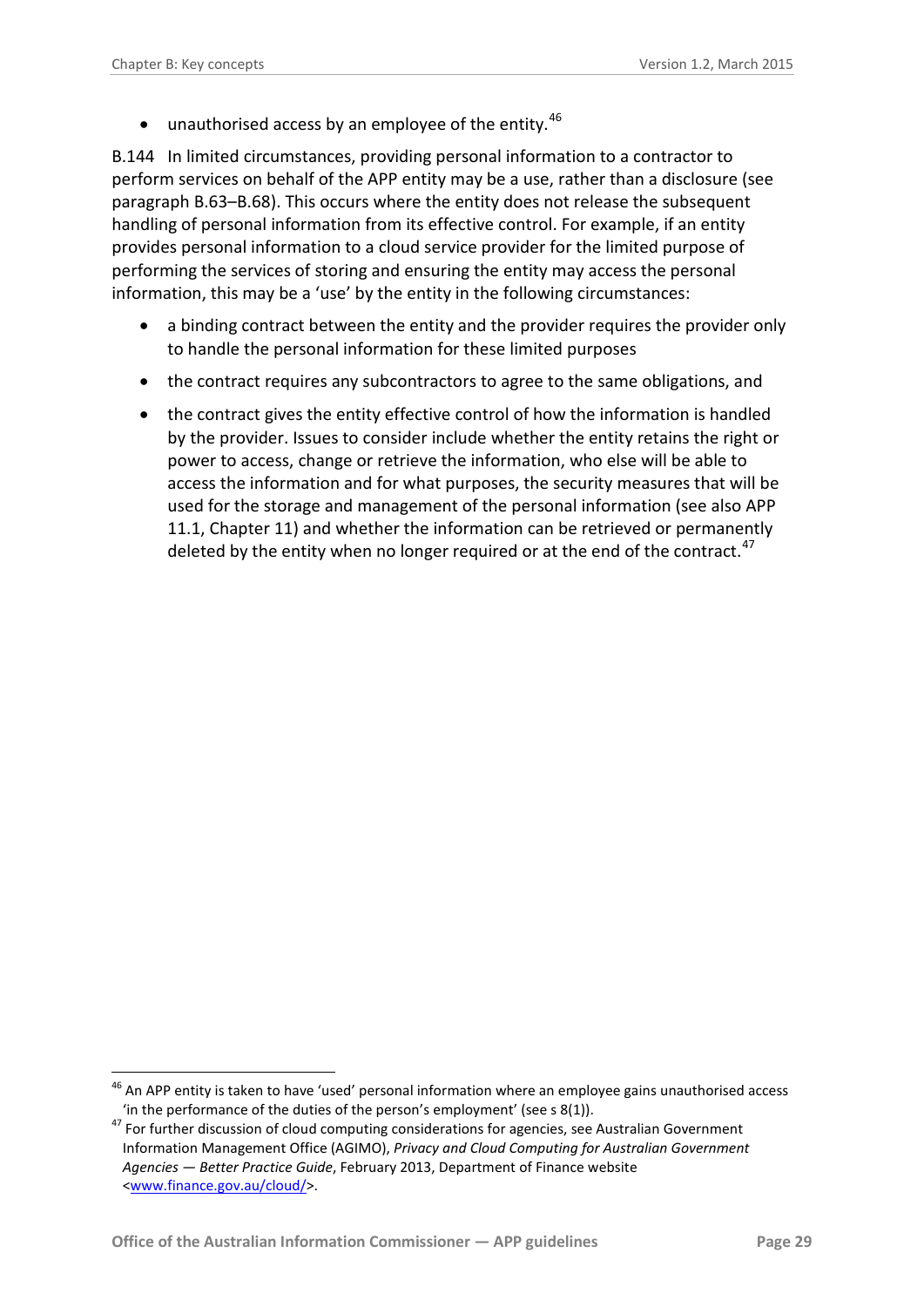- unauthorised access by an employee of the entity.[46]

B.144 In limited circumstances, providing personal information to a contractor to perform services on behalf of the APP entity may be a use, rather than a disclosure (see paragraph B.63–B.68). This occurs where the entity does not release the subsequent handling of personal information from its effective control. For example, if an entity provides personal information to a cloud service provider for the limited purpose of performing the services of storing and ensuring the entity may access the personal information, this may be a 'use' by the entity in the following circumstances:

- a binding contract between the entity and the provider requires the provider only to handle the personal information for these limited purposes
- the contract requires any subcontractors to agree to the same obligations, and
- the contract gives the entity effective control of how the information is handled by the provider. Issues to consider include whether the entity retains the right or power to access, change or retrieve the information, who else will be able to access the information and for what purposes, the security measures that will be used for the storage and management of the personal information (see also APP 11.1, Chapter 11) and whether the information can be retrieved or permanently deleted by the entity when no longer required or at the end of the contract.[47]

---

[46] An APP entity is taken to have 'used' personal information where an employee gains unauthorised access 'in the performance of the duties of the person's employment' (see s 8(1)).

[47] For further discussion of cloud computing considerations for agencies, see Australian Government Information Management Office (AGIMO), *Privacy and Cloud Computing for Australian Government Agencies — Better Practice Guide*, February 2013, Department of Finance website <www.finance.gov.au/cloud/>.